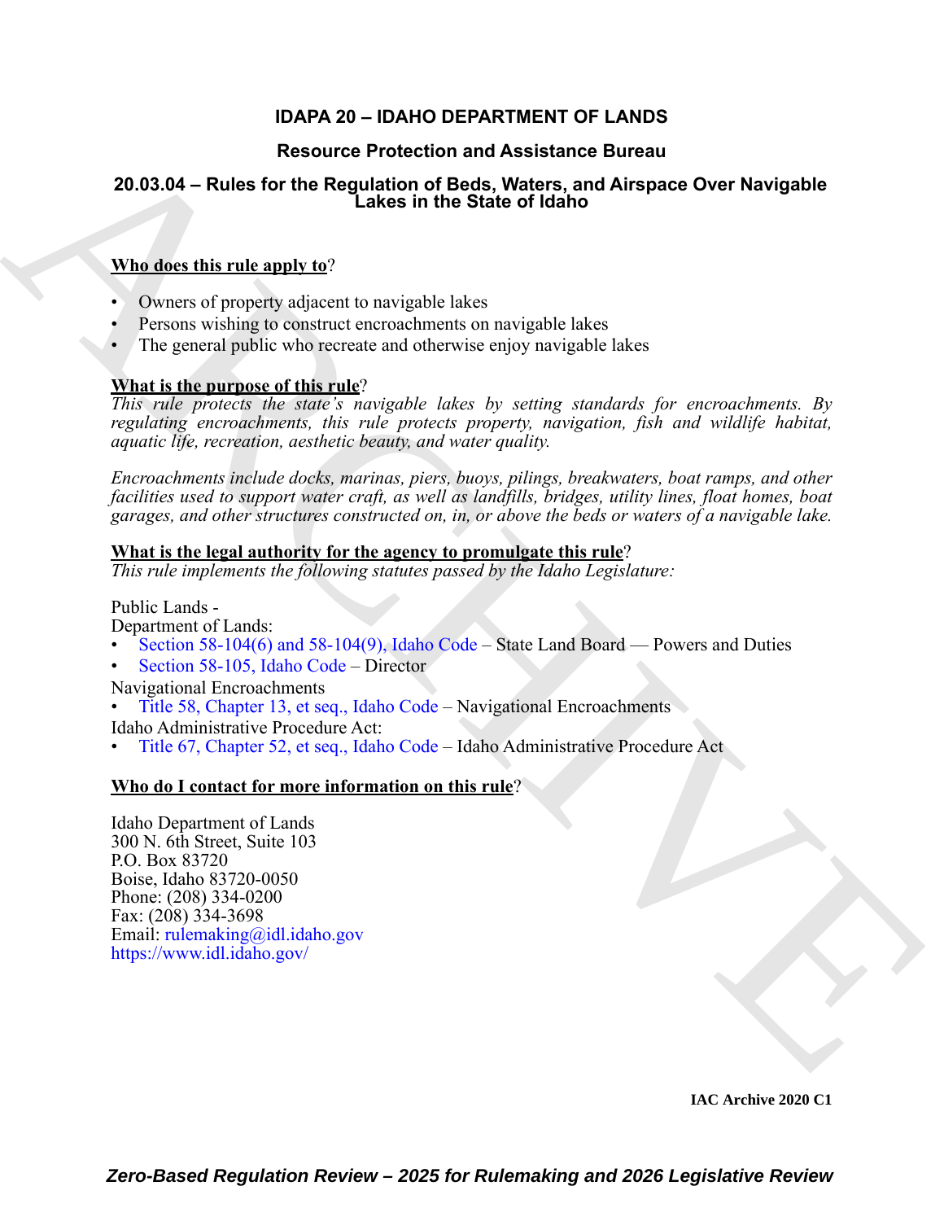# IDAPA 20 – IDAHO DEPARTMENT OF LANDS

## Resource Protection and Assistance Bureau

## 20.03.04 – Rules for the Regulation of Beds, Waters, and Airspace Over Navigable Lakes in the State of Idaho

**Who does this rule apply to**?

- Owners of property adjacent to navigable lakes
- Persons wishing to construct encroachments on navigable lakes
- The general public who recreate and otherwise enjoy navigable lakes

**What is the purpose of this rule**?

*This rule protects the state's navigable lakes by setting standards for encroachments. By regulating encroachments, this rule protects property, navigation, fish and wildlife habitat, aquatic life, recreation, aesthetic beauty, and water quality.*

*Encroachments include docks, marinas, piers, buoys, pilings, breakwaters, boat ramps, and other facilities used to support water craft, as well as landfills, bridges, utility lines, float homes, boat garages, and other structures constructed on, in, or above the beds or waters of a navigable lake.*

**What is the legal authority for the agency to promulgate this rule**?

*This rule implements the following statutes passed by the Idaho Legislature:*

Public Lands -
Department of Lands:
- Section 58-104(6) and 58-104(9), Idaho Code – State Land Board — Powers and Duties
- Section 58-105, Idaho Code – Director

Navigational Encroachments
- Title 58, Chapter 13, et seq., Idaho Code – Navigational Encroachments

Idaho Administrative Procedure Act:
- Title 67, Chapter 52, et seq., Idaho Code – Idaho Administrative Procedure Act

**Who do I contact for more information on this rule**?

Idaho Department of Lands
300 N. 6th Street, Suite 103
P.O. Box 83720
Boise, Idaho 83720-0050
Phone: (208) 334-0200
Fax: (208) 334-3698
Email: rulemaking@idl.idaho.gov
https://www.idl.idaho.gov/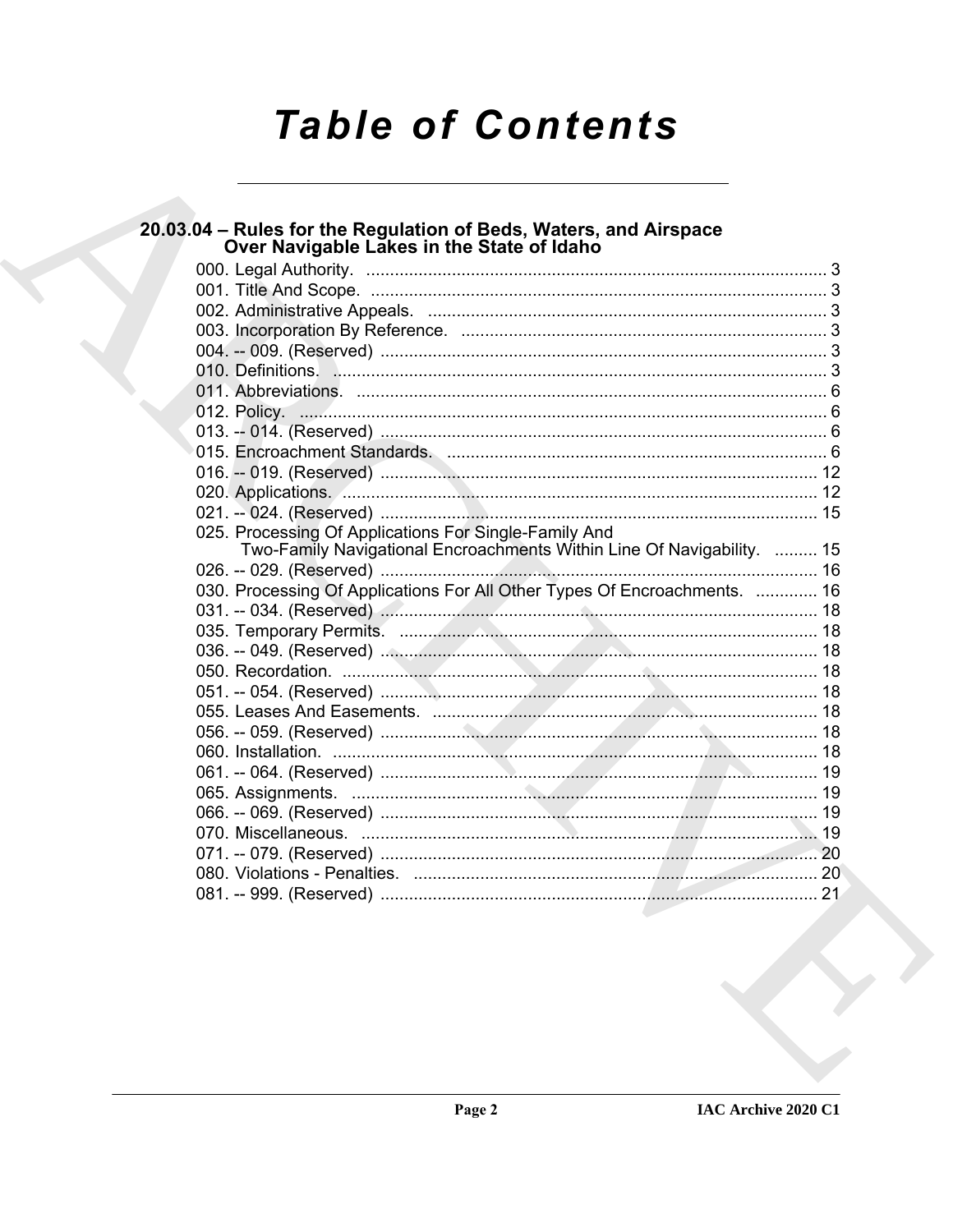# Table of Contents

## 20.03.04 – Rules for the Regulation of Beds, Waters, and Airspace Over Navigable Lakes in the State of Idaho

000. Legal Authority. ..... 3
001. Title And Scope. ..... 3
002. Administrative Appeals. ..... 3
003. Incorporation By Reference. ..... 3
004. -- 009. (Reserved) ..... 3
010. Definitions. ..... 3
011. Abbreviations. ..... 6
012. Policy. ..... 6
013. -- 014. (Reserved) ..... 6
015. Encroachment Standards. ..... 6
016. -- 019. (Reserved) ..... 12
020. Applications. ..... 12
021. -- 024. (Reserved) ..... 15
025. Processing Of Applications For Single-Family And Two-Family Navigational Encroachments Within Line Of Navigability. ..... 15
026. -- 029. (Reserved) ..... 16
030. Processing Of Applications For All Other Types Of Encroachments. ..... 16
031. -- 034. (Reserved) ..... 18
035. Temporary Permits. ..... 18
036. -- 049. (Reserved) ..... 18
050. Recordation. ..... 18
051. -- 054. (Reserved) ..... 18
055. Leases And Easements. ..... 18
056. -- 059. (Reserved) ..... 18
060. Installation. ..... 18
061. -- 064. (Reserved) ..... 19
065. Assignments. ..... 19
066. -- 069. (Reserved) ..... 19
070. Miscellaneous. ..... 19
071. -- 079. (Reserved) ..... 20
080. Violations - Penalties. ..... 20
081. -- 999. (Reserved) ..... 21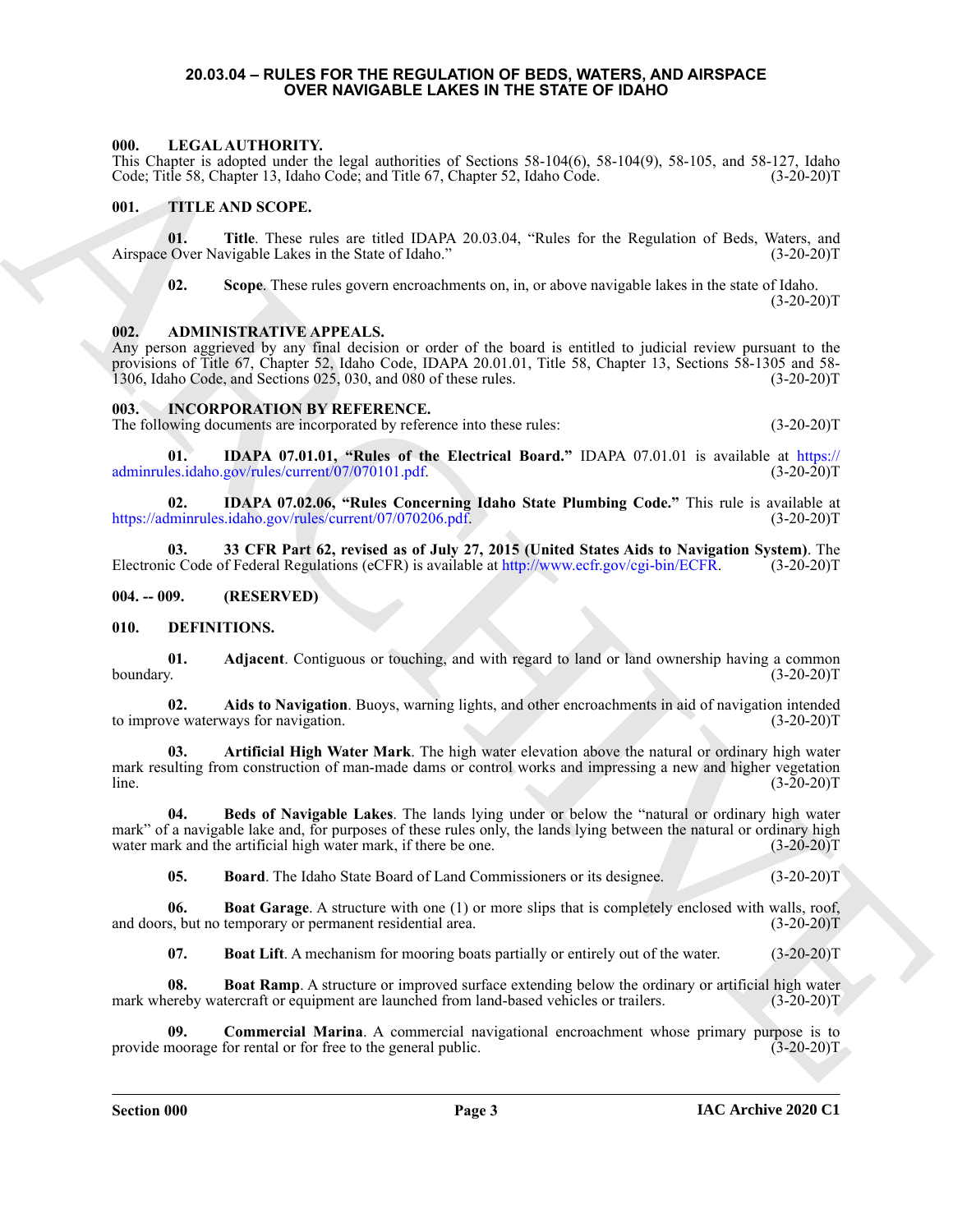# 20.03.04 – RULES FOR THE REGULATION OF BEDS, WATERS, AND AIRSPACE OVER NAVIGABLE LAKES IN THE STATE OF IDAHO

## 000. LEGAL AUTHORITY.

This Chapter is adopted under the legal authorities of Sections 58-104(6), 58-104(9), 58-105, and 58-127, Idaho Code; Title 58, Chapter 13, Idaho Code; and Title 67, Chapter 52, Idaho Code. (3-20-20)T

## 001. TITLE AND SCOPE.

**01. Title**. These rules are titled IDAPA 20.03.04, "Rules for the Regulation of Beds, Waters, and Airspace Over Navigable Lakes in the State of Idaho." (3-20-20)T

**02. Scope**. These rules govern encroachments on, in, or above navigable lakes in the state of Idaho. (3-20-20)T

## 002. ADMINISTRATIVE APPEALS.

Any person aggrieved by any final decision or order of the board is entitled to judicial review pursuant to the provisions of Title 67, Chapter 52, Idaho Code, IDAPA 20.01.01, Title 58, Chapter 13, Sections 58-1305 and 58-1306, Idaho Code, and Sections 025, 030, and 080 of these rules. (3-20-20)T

## 003. INCORPORATION BY REFERENCE.

The following documents are incorporated by reference into these rules: (3-20-20)T

**01. IDAPA 07.01.01, "Rules of the Electrical Board."** IDAPA 07.01.01 is available at https://adminrules.idaho.gov/rules/current/07/070101.pdf. (3-20-20)T

**02. IDAPA 07.02.06, "Rules Concerning Idaho State Plumbing Code."** This rule is available at https://adminrules.idaho.gov/rules/current/07/070206.pdf. (3-20-20)T

**03. 33 CFR Part 62, revised as of July 27, 2015 (United States Aids to Navigation System)**. The Electronic Code of Federal Regulations (eCFR) is available at http://www.ecfr.gov/cgi-bin/ECFR. (3-20-20)T

## 004. -- 009. (RESERVED)

## 010. DEFINITIONS.

**01. Adjacent**. Contiguous or touching, and with regard to land or land ownership having a common boundary. (3-20-20)T

**02. Aids to Navigation**. Buoys, warning lights, and other encroachments in aid of navigation intended to improve waterways for navigation. (3-20-20)T

**03. Artificial High Water Mark**. The high water elevation above the natural or ordinary high water mark resulting from construction of man-made dams or control works and impressing a new and higher vegetation line. (3-20-20)T

**04. Beds of Navigable Lakes**. The lands lying under or below the "natural or ordinary high water mark" of a navigable lake and, for purposes of these rules only, the lands lying between the natural or ordinary high water mark and the artificial high water mark, if there be one. (3-20-20)T

**05. Board**. The Idaho State Board of Land Commissioners or its designee. (3-20-20)T

**06. Boat Garage**. A structure with one (1) or more slips that is completely enclosed with walls, roof, and doors, but no temporary or permanent residential area. (3-20-20)T

**07. Boat Lift**. A mechanism for mooring boats partially or entirely out of the water. (3-20-20)T

**08. Boat Ramp**. A structure or improved surface extending below the ordinary or artificial high water mark whereby watercraft or equipment are launched from land-based vehicles or trailers. (3-20-20)T

**09. Commercial Marina**. A commercial navigational encroachment whose primary purpose is to provide moorage for rental or for free to the general public. (3-20-20)T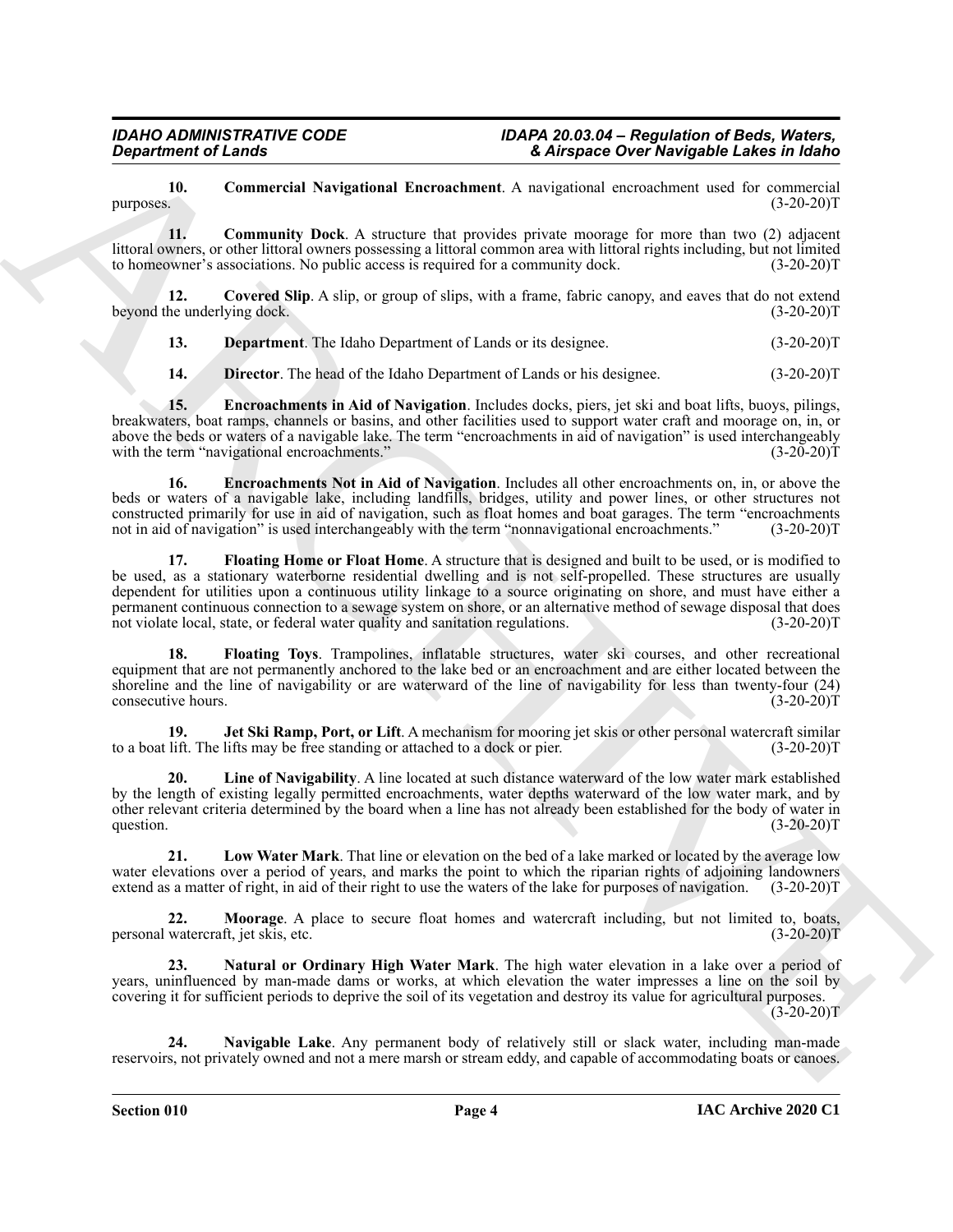**10. Commercial Navigational Encroachment**. A navigational encroachment used for commercial purposes. (3-20-20)T

**11. Community Dock**. A structure that provides private moorage for more than two (2) adjacent littoral owners, or other littoral owners possessing a littoral common area with littoral rights including, but not limited to homeowner's associations. No public access is required for a community dock. (3-20-20)T

**12. Covered Slip**. A slip, or group of slips, with a frame, fabric canopy, and eaves that do not extend beyond the underlying dock. (3-20-20)T

**13. Department**. The Idaho Department of Lands or its designee. (3-20-20)T

**14. Director**. The head of the Idaho Department of Lands or his designee. (3-20-20)T

**15. Encroachments in Aid of Navigation**. Includes docks, piers, jet ski and boat lifts, buoys, pilings, breakwaters, boat ramps, channels or basins, and other facilities used to support water craft and moorage on, in, or above the beds or waters of a navigable lake. The term "encroachments in aid of navigation" is used interchangeably with the term "navigational encroachments." (3-20-20)T

**16. Encroachments Not in Aid of Navigation**. Includes all other encroachments on, in, or above the beds or waters of a navigable lake, including landfills, bridges, utility and power lines, or other structures not constructed primarily for use in aid of navigation, such as float homes and boat garages. The term "encroachments not in aid of navigation" is used interchangeably with the term "nonnavigational encroachments." (3-20-20)T

**17. Floating Home or Float Home**. A structure that is designed and built to be used, or is modified to be used, as a stationary waterborne residential dwelling and is not self-propelled. These structures are usually dependent for utilities upon a continuous utility linkage to a source originating on shore, and must have either a permanent continuous connection to a sewage system on shore, or an alternative method of sewage disposal that does not violate local, state, or federal water quality and sanitation regulations. (3-20-20)T

**18. Floating Toys**. Trampolines, inflatable structures, water ski courses, and other recreational equipment that are not permanently anchored to the lake bed or an encroachment and are either located between the shoreline and the line of navigability or are waterward of the line of navigability for less than twenty-four (24) consecutive hours. (3-20-20)T

**19. Jet Ski Ramp, Port, or Lift**. A mechanism for mooring jet skis or other personal watercraft similar to a boat lift. The lifts may be free standing or attached to a dock or pier. (3-20-20)T

**20. Line of Navigability**. A line located at such distance waterward of the low water mark established by the length of existing legally permitted encroachments, water depths waterward of the low water mark, and by other relevant criteria determined by the board when a line has not already been established for the body of water in question. (3-20-20)T

**21. Low Water Mark**. That line or elevation on the bed of a lake marked or located by the average low water elevations over a period of years, and marks the point to which the riparian rights of adjoining landowners extend as a matter of right, in aid of their right to use the waters of the lake for purposes of navigation. (3-20-20)T

**22. Moorage**. A place to secure float homes and watercraft including, but not limited to, boats, personal watercraft, jet skis, etc. (3-20-20)T

**23. Natural or Ordinary High Water Mark**. The high water elevation in a lake over a period of years, uninfluenced by man-made dams or works, at which elevation the water impresses a line on the soil by covering it for sufficient periods to deprive the soil of its vegetation and destroy its value for agricultural purposes. (3-20-20)T

**24. Navigable Lake**. Any permanent body of relatively still or slack water, including man-made reservoirs, not privately owned and not a mere marsh or stream eddy, and capable of accommodating boats or canoes.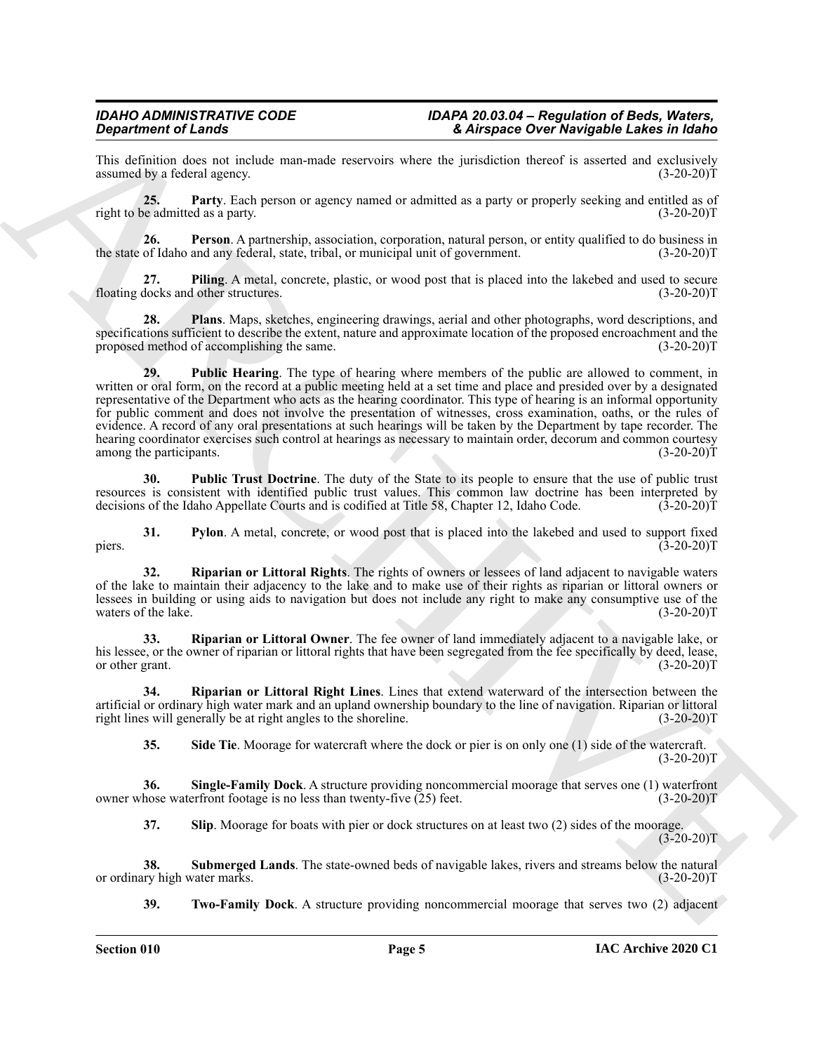This definition does not include man-made reservoirs where the jurisdiction thereof is asserted and exclusively assumed by a federal agency. (3-20-20)T

**25. Party**. Each person or agency named or admitted as a party or properly seeking and entitled as of right to be admitted as a party. (3-20-20)T

**26. Person**. A partnership, association, corporation, natural person, or entity qualified to do business in the state of Idaho and any federal, state, tribal, or municipal unit of government. (3-20-20)T

**27. Piling**. A metal, concrete, plastic, or wood post that is placed into the lakebed and used to secure floating docks and other structures. (3-20-20)T

**28. Plans**. Maps, sketches, engineering drawings, aerial and other photographs, word descriptions, and specifications sufficient to describe the extent, nature and approximate location of the proposed encroachment and the proposed method of accomplishing the same. (3-20-20)T

**29. Public Hearing**. The type of hearing where members of the public are allowed to comment, in written or oral form, on the record at a public meeting held at a set time and place and presided over by a designated representative of the Department who acts as the hearing coordinator. This type of hearing is an informal opportunity for public comment and does not involve the presentation of witnesses, cross examination, oaths, or the rules of evidence. A record of any oral presentations at such hearings will be taken by the Department by tape recorder. The hearing coordinator exercises such control at hearings as necessary to maintain order, decorum and common courtesy among the participants. (3-20-20)T

**30. Public Trust Doctrine**. The duty of the State to its people to ensure that the use of public trust resources is consistent with identified public trust values. This common law doctrine has been interpreted by decisions of the Idaho Appellate Courts and is codified at Title 58, Chapter 12, Idaho Code. (3-20-20)T

**31. Pylon**. A metal, concrete, or wood post that is placed into the lakebed and used to support fixed piers. (3-20-20)T

**32. Riparian or Littoral Rights**. The rights of owners or lessees of land adjacent to navigable waters of the lake to maintain their adjacency to the lake and to make use of their rights as riparian or littoral owners or lessees in building or using aids to navigation but does not include any right to make any consumptive use of the waters of the lake. (3-20-20)T

**33. Riparian or Littoral Owner**. The fee owner of land immediately adjacent to a navigable lake, or his lessee, or the owner of riparian or littoral rights that have been segregated from the fee specifically by deed, lease, or other grant. (3-20-20)T

**34. Riparian or Littoral Right Lines**. Lines that extend waterward of the intersection between the artificial or ordinary high water mark and an upland ownership boundary to the line of navigation. Riparian or littoral right lines will generally be at right angles to the shoreline. (3-20-20)T

**35. Side Tie**. Moorage for watercraft where the dock or pier is on only one (1) side of the watercraft. (3-20-20)T

**36. Single-Family Dock**. A structure providing noncommercial moorage that serves one (1) waterfront owner whose waterfront footage is no less than twenty-five (25) feet. (3-20-20)T

**37. Slip**. Moorage for boats with pier or dock structures on at least two (2) sides of the moorage. (3-20-20)T

**38. Submerged Lands**. The state-owned beds of navigable lakes, rivers and streams below the natural or ordinary high water marks. (3-20-20)T

**39. Two-Family Dock**. A structure providing noncommercial moorage that serves two (2) adjacent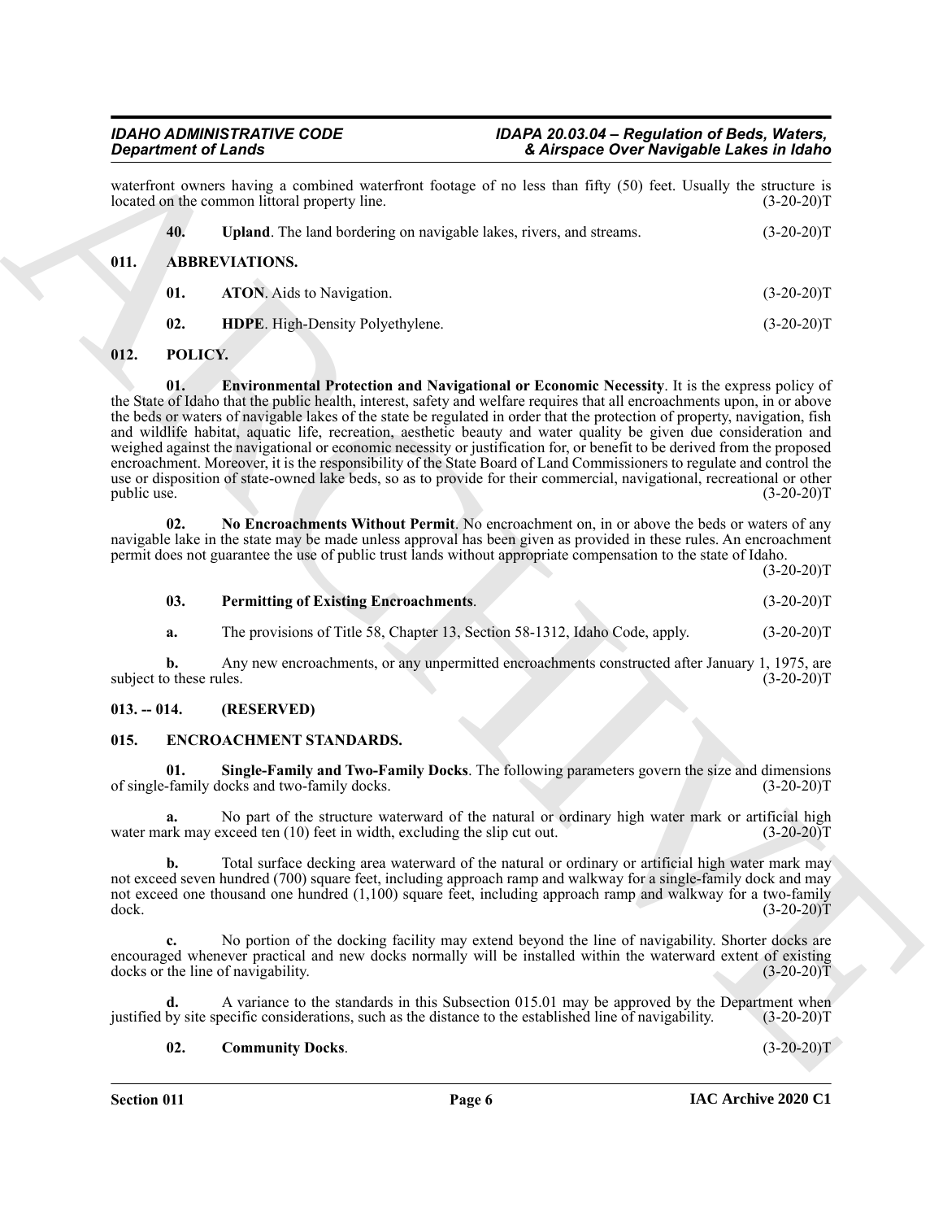waterfront owners having a combined waterfront footage of no less than fifty (50) feet. Usually the structure is located on the common littoral property line. (3-20-20)T

**40. Upland**. The land bordering on navigable lakes, rivers, and streams. (3-20-20)T

## 011. ABBREVIATIONS.

**01. ATON**. Aids to Navigation. (3-20-20)T

**02. HDPE**. High-Density Polyethylene. (3-20-20)T

## 012. POLICY.

**01. Environmental Protection and Navigational or Economic Necessity**. It is the express policy of the State of Idaho that the public health, interest, safety and welfare requires that all encroachments upon, in or above the beds or waters of navigable lakes of the state be regulated in order that the protection of property, navigation, fish and wildlife habitat, aquatic life, recreation, aesthetic beauty and water quality be given due consideration and weighed against the navigational or economic necessity or justification for, or benefit to be derived from the proposed encroachment. Moreover, it is the responsibility of the State Board of Land Commissioners to regulate and control the use or disposition of state-owned lake beds, so as to provide for their commercial, navigational, recreational or other public use. (3-20-20)T

**02. No Encroachments Without Permit**. No encroachment on, in or above the beds or waters of any navigable lake in the state may be made unless approval has been given as provided in these rules. An encroachment permit does not guarantee the use of public trust lands without appropriate compensation to the state of Idaho. (3-20-20)T

**03. Permitting of Existing Encroachments**. (3-20-20)T

**a.** The provisions of Title 58, Chapter 13, Section 58-1312, Idaho Code, apply. (3-20-20)T

**b.** Any new encroachments, or any unpermitted encroachments constructed after January 1, 1975, are subject to these rules. (3-20-20)T

## 013. -- 014. (RESERVED)

## 015. ENCROACHMENT STANDARDS.

**01. Single-Family and Two-Family Docks**. The following parameters govern the size and dimensions of single-family docks and two-family docks. (3-20-20)T

**a.** No part of the structure waterward of the natural or ordinary high water mark or artificial high water mark may exceed ten (10) feet in width, excluding the slip cut out. (3-20-20)T

**b.** Total surface decking area waterward of the natural or ordinary or artificial high water mark may not exceed seven hundred (700) square feet, including approach ramp and walkway for a single-family dock and may not exceed one thousand one hundred (1,100) square feet, including approach ramp and walkway for a two-family dock. (3-20-20)T

**c.** No portion of the docking facility may extend beyond the line of navigability. Shorter docks are encouraged whenever practical and new docks normally will be installed within the waterward extent of existing docks or the line of navigability. (3-20-20)T

**d.** A variance to the standards in this Subsection 015.01 may be approved by the Department when justified by site specific considerations, such as the distance to the established line of navigability. (3-20-20)T

**02. Community Docks**. (3-20-20)T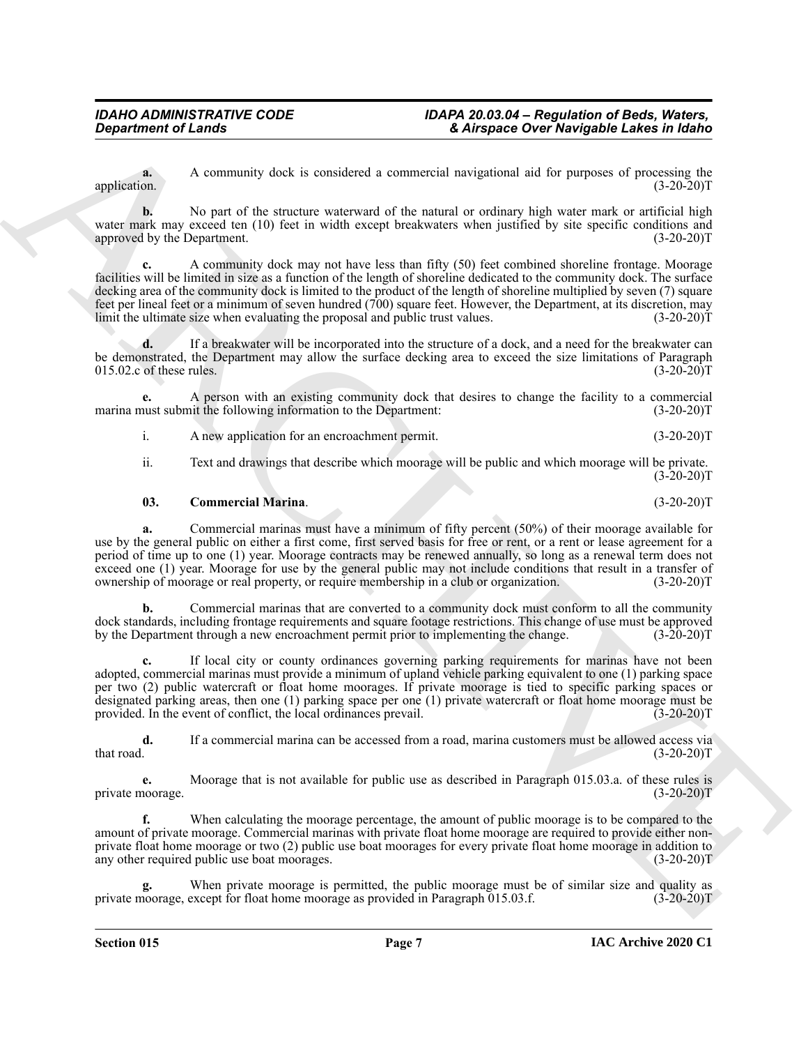**a.** A community dock is considered a commercial navigational aid for purposes of processing the application. (3-20-20)T

**b.** No part of the structure waterward of the natural or ordinary high water mark or artificial high water mark may exceed ten (10) feet in width except breakwaters when justified by site specific conditions and approved by the Department. (3-20-20)T

**c.** A community dock may not have less than fifty (50) feet combined shoreline frontage. Moorage facilities will be limited in size as a function of the length of shoreline dedicated to the community dock. The surface decking area of the community dock is limited to the product of the length of shoreline multiplied by seven (7) square feet per lineal feet or a minimum of seven hundred (700) square feet. However, the Department, at its discretion, may limit the ultimate size when evaluating the proposal and public trust values. (3-20-20)T

**d.** If a breakwater will be incorporated into the structure of a dock, and a need for the breakwater can be demonstrated, the Department may allow the surface decking area to exceed the size limitations of Paragraph 015.02.c of these rules. (3-20-20)T

**e.** A person with an existing community dock that desires to change the facility to a commercial marina must submit the following information to the Department: (3-20-20)T

i. A new application for an encroachment permit. (3-20-20)T

ii. Text and drawings that describe which moorage will be public and which moorage will be private. (3-20-20)T

**03. Commercial Marina**. (3-20-20)T

**a.** Commercial marinas must have a minimum of fifty percent (50%) of their moorage available for use by the general public on either a first come, first served basis for free or rent, or a rent or lease agreement for a period of time up to one (1) year. Moorage contracts may be renewed annually, so long as a renewal term does not exceed one (1) year. Moorage for use by the general public may not include conditions that result in a transfer of ownership of moorage or real property, or require membership in a club or organization. (3-20-20)T

**b.** Commercial marinas that are converted to a community dock must conform to all the community dock standards, including frontage requirements and square footage restrictions. This change of use must be approved by the Department through a new encroachment permit prior to implementing the change. (3-20-20)T

**c.** If local city or county ordinances governing parking requirements for marinas have not been adopted, commercial marinas must provide a minimum of upland vehicle parking equivalent to one (1) parking space per two (2) public watercraft or float home moorages. If private moorage is tied to specific parking spaces or designated parking areas, then one (1) parking space per one (1) private watercraft or float home moorage must be provided. In the event of conflict, the local ordinances prevail. (3-20-20)T

**d.** If a commercial marina can be accessed from a road, marina customers must be allowed access via that road. (3-20-20)T

**e.** Moorage that is not available for public use as described in Paragraph 015.03.a. of these rules is private moorage. (3-20-20)T

**f.** When calculating the moorage percentage, the amount of public moorage is to be compared to the amount of private moorage. Commercial marinas with private float home moorage are required to provide either non-private float home moorage or two (2) public use boat moorages for every private float home moorage in addition to any other required public use boat moorages. (3-20-20)T

**g.** When private moorage is permitted, the public moorage must be of similar size and quality as private moorage, except for float home moorage as provided in Paragraph 015.03.f. (3-20-20)T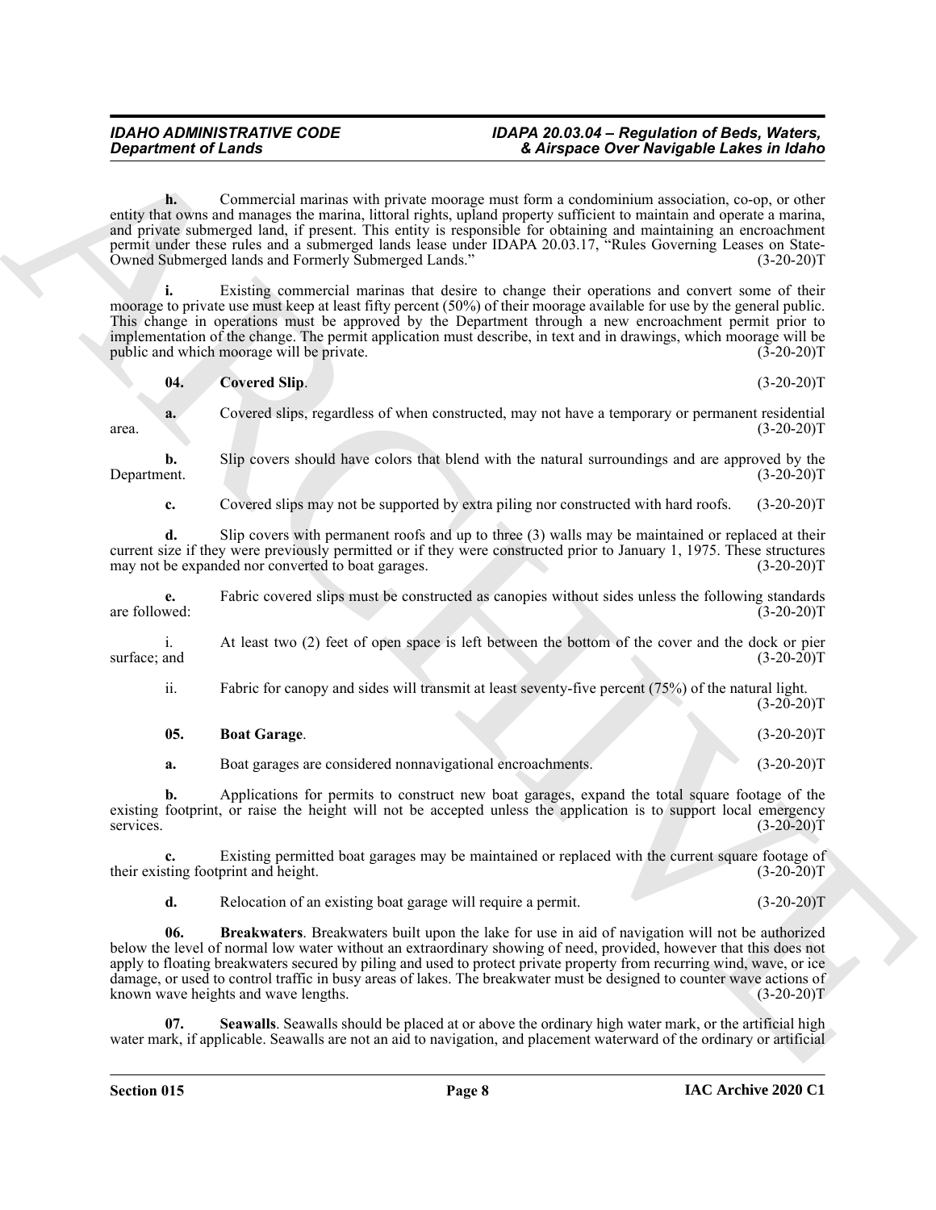**h.** Commercial marinas with private moorage must form a condominium association, co-op, or other entity that owns and manages the marina, littoral rights, upland property sufficient to maintain and operate a marina, and private submerged land, if present. This entity is responsible for obtaining and maintaining an encroachment permit under these rules and a submerged lands lease under IDAPA 20.03.17, "Rules Governing Leases on State-Owned Submerged lands and Formerly Submerged Lands." (3-20-20)T

**i.** Existing commercial marinas that desire to change their operations and convert some of their moorage to private use must keep at least fifty percent (50%) of their moorage available for use by the general public. This change in operations must be approved by the Department through a new encroachment permit prior to implementation of the change. The permit application must describe, in text and in drawings, which moorage will be public and which moorage will be private. (3-20-20)T

**04. Covered Slip**. (3-20-20)T

**a.** Covered slips, regardless of when constructed, may not have a temporary or permanent residential area. (3-20-20)T

**b.** Slip covers should have colors that blend with the natural surroundings and are approved by the Department. (3-20-20)T

**c.** Covered slips may not be supported by extra piling nor constructed with hard roofs. (3-20-20)T

**d.** Slip covers with permanent roofs and up to three (3) walls may be maintained or replaced at their current size if they were previously permitted or if they were constructed prior to January 1, 1975. These structures may not be expanded nor converted to boat garages. (3-20-20)T

**e.** Fabric covered slips must be constructed as canopies without sides unless the following standards are followed: (3-20-20)T

i. At least two (2) feet of open space is left between the bottom of the cover and the dock or pier surface; and (3-20-20)T

ii. Fabric for canopy and sides will transmit at least seventy-five percent (75%) of the natural light. (3-20-20)T

**05. Boat Garage**. (3-20-20)T

**a.** Boat garages are considered nonnavigational encroachments. (3-20-20)T

**b.** Applications for permits to construct new boat garages, expand the total square footage of the existing footprint, or raise the height will not be accepted unless the application is to support local emergency services. (3-20-20)T

**c.** Existing permitted boat garages may be maintained or replaced with the current square footage of their existing footprint and height. (3-20-20)T

**d.** Relocation of an existing boat garage will require a permit. (3-20-20)T

**06. Breakwaters**. Breakwaters built upon the lake for use in aid of navigation will not be authorized below the level of normal low water without an extraordinary showing of need, provided, however that this does not apply to floating breakwaters secured by piling and used to protect private property from recurring wind, wave, or ice damage, or used to control traffic in busy areas of lakes. The breakwater must be designed to counter wave actions of known wave heights and wave lengths. (3-20-20)T

**07. Seawalls**. Seawalls should be placed at or above the ordinary high water mark, or the artificial high water mark, if applicable. Seawalls are not an aid to navigation, and placement waterward of the ordinary or artificial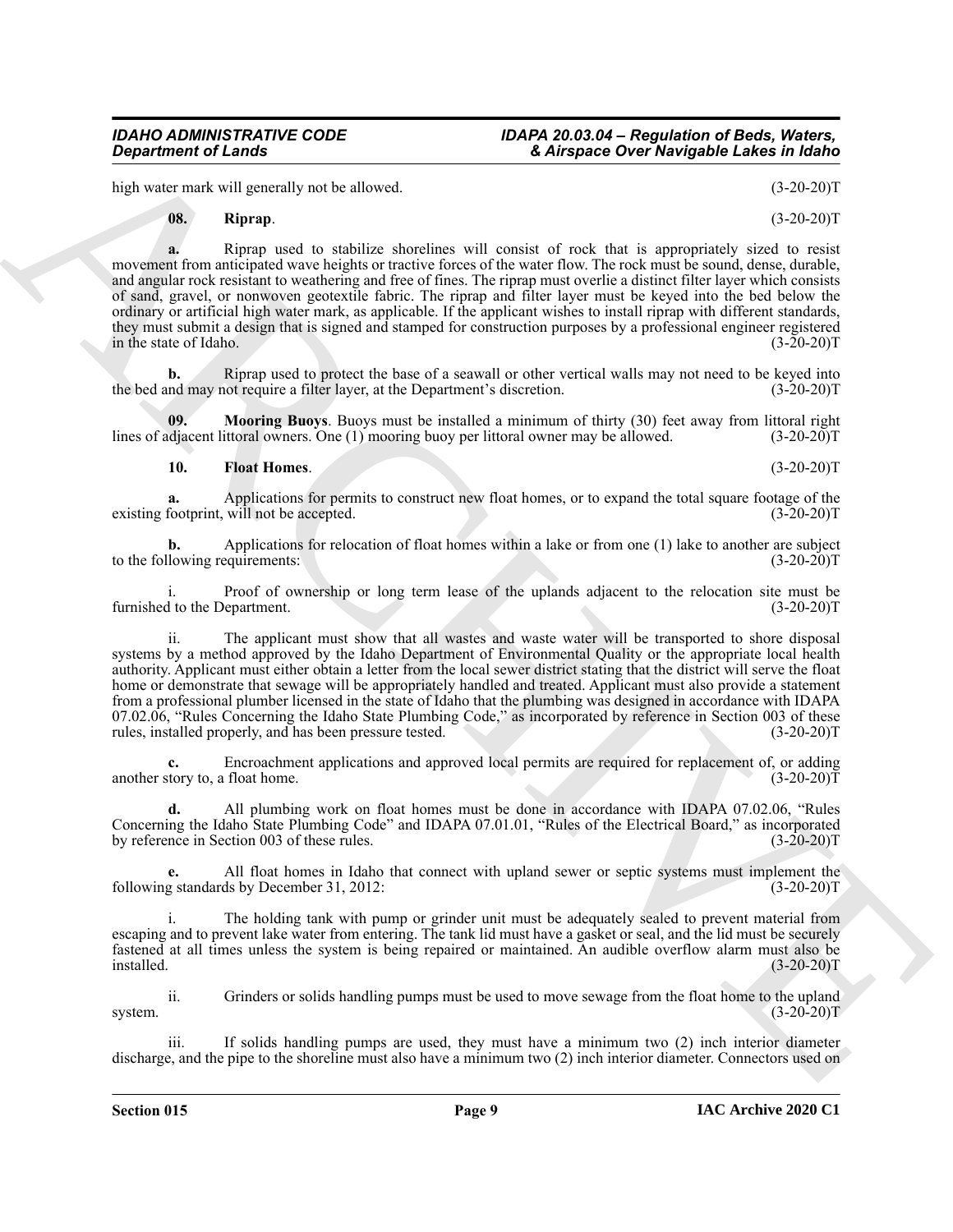high water mark will generally not be allowed. (3-20-20)T

**08. Riprap**. (3-20-20)T

**a.** Riprap used to stabilize shorelines will consist of rock that is appropriately sized to resist movement from anticipated wave heights or tractive forces of the water flow. The rock must be sound, dense, durable, and angular rock resistant to weathering and free of fines. The riprap must overlie a distinct filter layer which consists of sand, gravel, or nonwoven geotextile fabric. The riprap and filter layer must be keyed into the bed below the ordinary or artificial high water mark, as applicable. If the applicant wishes to install riprap with different standards, they must submit a design that is signed and stamped for construction purposes by a professional engineer registered in the state of Idaho. (3-20-20)T

**b.** Riprap used to protect the base of a seawall or other vertical walls may not need to be keyed into the bed and may not require a filter layer, at the Department's discretion. (3-20-20)T

**09. Mooring Buoys**. Buoys must be installed a minimum of thirty (30) feet away from littoral right lines of adjacent littoral owners. One (1) mooring buoy per littoral owner may be allowed. (3-20-20)T

**10. Float Homes**. (3-20-20)T

**a.** Applications for permits to construct new float homes, or to expand the total square footage of the existing footprint, will not be accepted. (3-20-20)T

**b.** Applications for relocation of float homes within a lake or from one (1) lake to another are subject to the following requirements: (3-20-20)T

i. Proof of ownership or long term lease of the uplands adjacent to the relocation site must be furnished to the Department. (3-20-20)T

ii. The applicant must show that all wastes and waste water will be transported to shore disposal systems by a method approved by the Idaho Department of Environmental Quality or the appropriate local health authority. Applicant must either obtain a letter from the local sewer district stating that the district will serve the float home or demonstrate that sewage will be appropriately handled and treated. Applicant must also provide a statement from a professional plumber licensed in the state of Idaho that the plumbing was designed in accordance with IDAPA 07.02.06, "Rules Concerning the Idaho State Plumbing Code," as incorporated by reference in Section 003 of these rules, installed properly, and has been pressure tested. (3-20-20)T

**c.** Encroachment applications and approved local permits are required for replacement of, or adding another story to, a float home. (3-20-20)T

**d.** All plumbing work on float homes must be done in accordance with IDAPA 07.02.06, "Rules Concerning the Idaho State Plumbing Code" and IDAPA 07.01.01, "Rules of the Electrical Board," as incorporated by reference in Section 003 of these rules. (3-20-20)T

**e.** All float homes in Idaho that connect with upland sewer or septic systems must implement the following standards by December 31, 2012: (3-20-20)T

i. The holding tank with pump or grinder unit must be adequately sealed to prevent material from escaping and to prevent lake water from entering. The tank lid must have a gasket or seal, and the lid must be securely fastened at all times unless the system is being repaired or maintained. An audible overflow alarm must also be installed. (3-20-20)T

ii. Grinders or solids handling pumps must be used to move sewage from the float home to the upland system. (3-20-20)T

iii. If solids handling pumps are used, they must have a minimum two (2) inch interior diameter discharge, and the pipe to the shoreline must also have a minimum two (2) inch interior diameter. Connectors used on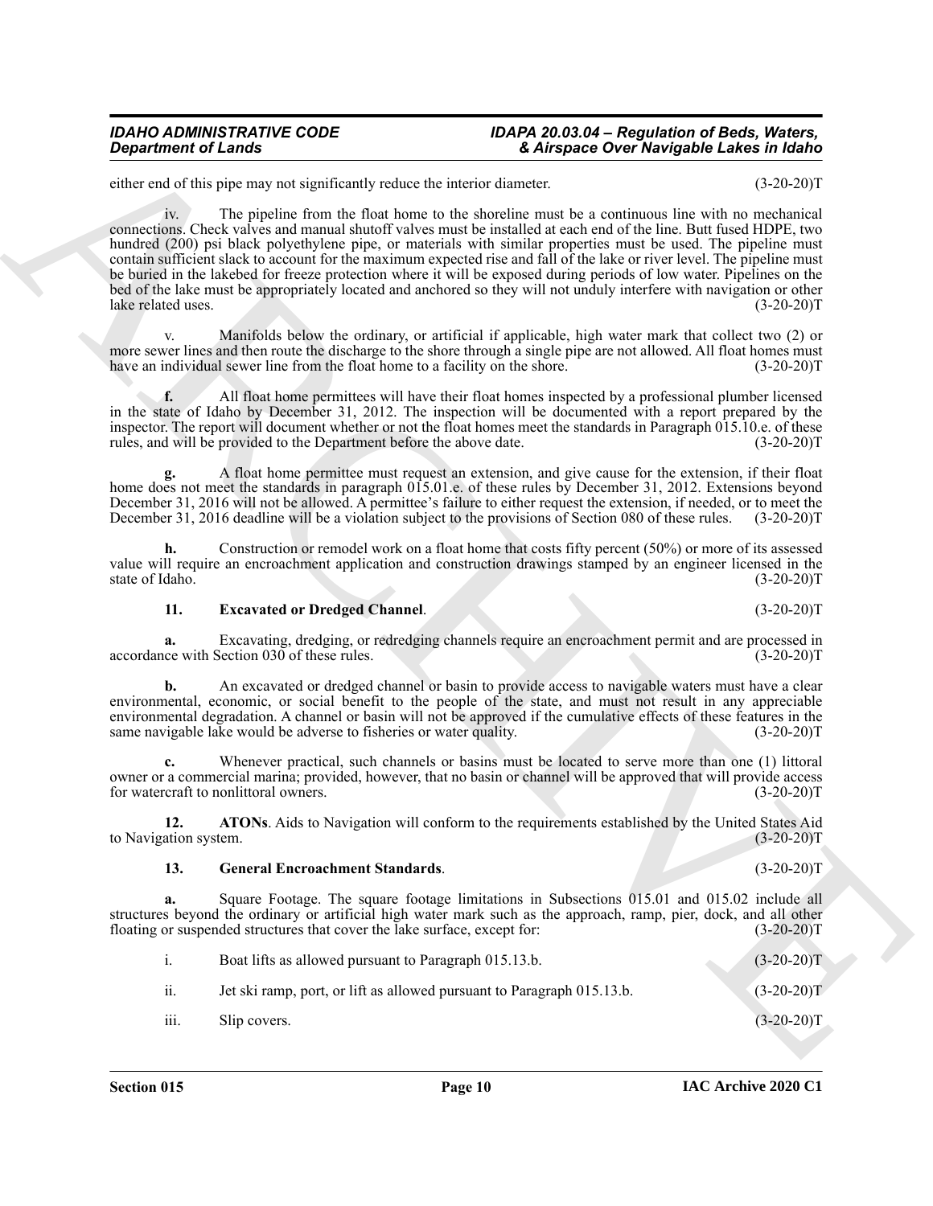either end of this pipe may not significantly reduce the interior diameter. (3-20-20)T

iv. The pipeline from the float home to the shoreline must be a continuous line with no mechanical connections. Check valves and manual shutoff valves must be installed at each end of the line. Butt fused HDPE, two hundred (200) psi black polyethylene pipe, or materials with similar properties must be used. The pipeline must contain sufficient slack to account for the maximum expected rise and fall of the lake or river level. The pipeline must be buried in the lakebed for freeze protection where it will be exposed during periods of low water. Pipelines on the bed of the lake must be appropriately located and anchored so they will not unduly interfere with navigation or other lake related uses. (3-20-20)T

v. Manifolds below the ordinary, or artificial if applicable, high water mark that collect two (2) or more sewer lines and then route the discharge to the shore through a single pipe are not allowed. All float homes must have an individual sewer line from the float home to a facility on the shore. (3-20-20)T

**f.** All float home permittees will have their float homes inspected by a professional plumber licensed in the state of Idaho by December 31, 2012. The inspection will be documented with a report prepared by the inspector. The report will document whether or not the float homes meet the standards in Paragraph 015.10.e. of these rules, and will be provided to the Department before the above date. (3-20-20)T

**g.** A float home permittee must request an extension, and give cause for the extension, if their float home does not meet the standards in paragraph 015.01.e. of these rules by December 31, 2012. Extensions beyond December 31, 2016 will not be allowed. A permittee's failure to either request the extension, if needed, or to meet the December 31, 2016 deadline will be a violation subject to the provisions of Section 080 of these rules. (3-20-20)T

**h.** Construction or remodel work on a float home that costs fifty percent (50%) or more of its assessed value will require an encroachment application and construction drawings stamped by an engineer licensed in the state of Idaho. (3-20-20)T

**11. Excavated or Dredged Channel**. (3-20-20)T

**a.** Excavating, dredging, or redredging channels require an encroachment permit and are processed in accordance with Section 030 of these rules. (3-20-20)T

**b.** An excavated or dredged channel or basin to provide access to navigable waters must have a clear environmental, economic, or social benefit to the people of the state, and must not result in any appreciable environmental degradation. A channel or basin will not be approved if the cumulative effects of these features in the same navigable lake would be adverse to fisheries or water quality. (3-20-20)T

**c.** Whenever practical, such channels or basins must be located to serve more than one (1) littoral owner or a commercial marina; provided, however, that no basin or channel will be approved that will provide access for watercraft to nonlittoral owners. (3-20-20)T

**12. ATONs**. Aids to Navigation will conform to the requirements established by the United States Aid to Navigation system. (3-20-20)T

**13. General Encroachment Standards**. (3-20-20)T

**a.** Square Footage. The square footage limitations in Subsections 015.01 and 015.02 include all structures beyond the ordinary or artificial high water mark such as the approach, ramp, pier, dock, and all other floating or suspended structures that cover the lake surface, except for: (3-20-20)T

i. Boat lifts as allowed pursuant to Paragraph 015.13.b. (3-20-20)T

ii. Jet ski ramp, port, or lift as allowed pursuant to Paragraph 015.13.b. (3-20-20)T

iii. Slip covers. (3-20-20)T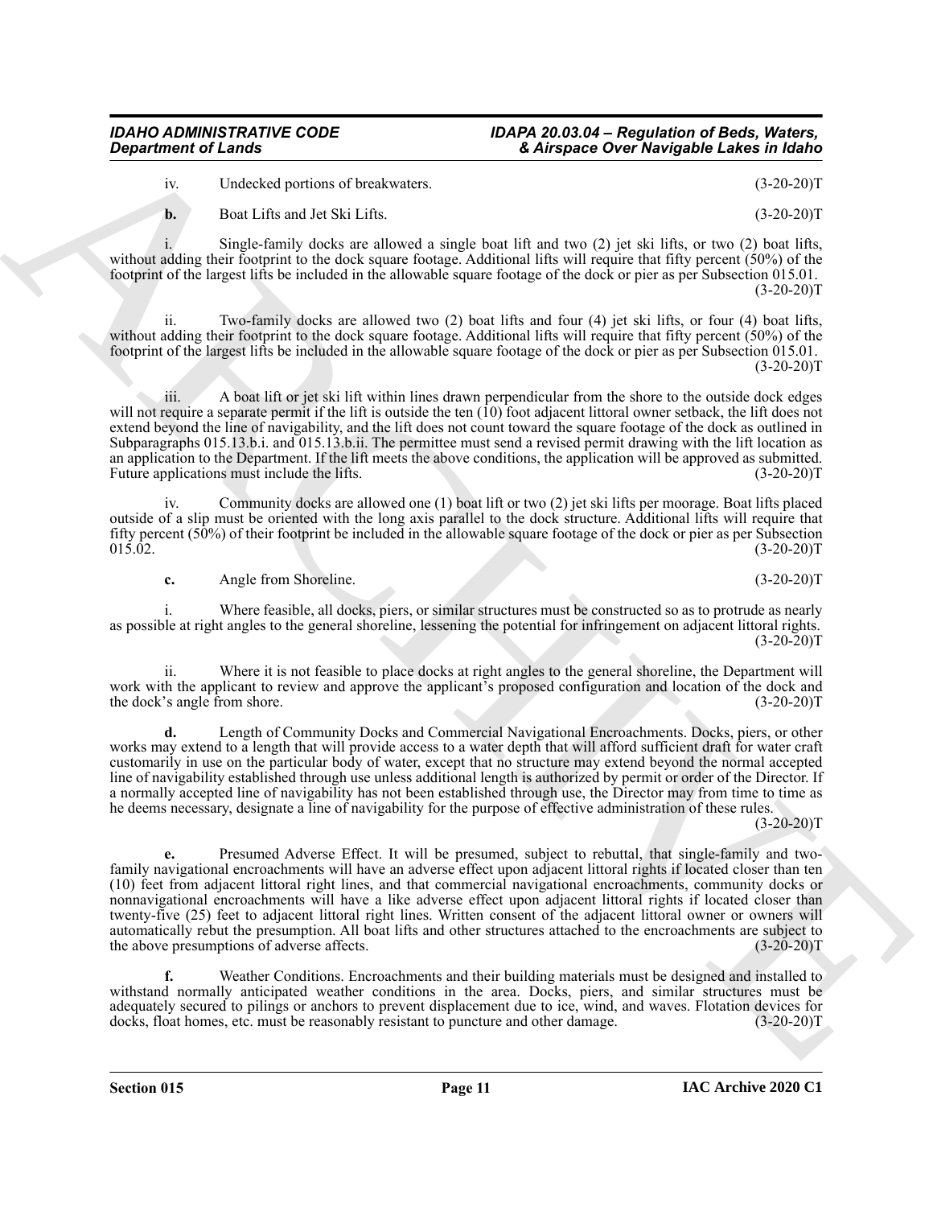iv. Undecked portions of breakwaters. (3-20-20)T

**b.** Boat Lifts and Jet Ski Lifts. (3-20-20)T

i. Single-family docks are allowed a single boat lift and two (2) jet ski lifts, or two (2) boat lifts, without adding their footprint to the dock square footage. Additional lifts will require that fifty percent (50%) of the footprint of the largest lifts be included in the allowable square footage of the dock or pier as per Subsection 015.01. (3-20-20)T

ii. Two-family docks are allowed two (2) boat lifts and four (4) jet ski lifts, or four (4) boat lifts, without adding their footprint to the dock square footage. Additional lifts will require that fifty percent (50%) of the footprint of the largest lifts be included in the allowable square footage of the dock or pier as per Subsection 015.01. (3-20-20)T

iii. A boat lift or jet ski lift within lines drawn perpendicular from the shore to the outside dock edges will not require a separate permit if the lift is outside the ten (10) foot adjacent littoral owner setback, the lift does not extend beyond the line of navigability, and the lift does not count toward the square footage of the dock as outlined in Subparagraphs 015.13.b.i. and 015.13.b.ii. The permittee must send a revised permit drawing with the lift location as an application to the Department. If the lift meets the above conditions, the application will be approved as submitted. Future applications must include the lifts. (3-20-20)T

iv. Community docks are allowed one (1) boat lift or two (2) jet ski lifts per moorage. Boat lifts placed outside of a slip must be oriented with the long axis parallel to the dock structure. Additional lifts will require that fifty percent (50%) of their footprint be included in the allowable square footage of the dock or pier as per Subsection 015.02. (3-20-20)T

**c.** Angle from Shoreline. (3-20-20)T

i. Where feasible, all docks, piers, or similar structures must be constructed so as to protrude as nearly as possible at right angles to the general shoreline, lessening the potential for infringement on adjacent littoral rights. (3-20-20)T

ii. Where it is not feasible to place docks at right angles to the general shoreline, the Department will work with the applicant to review and approve the applicant's proposed configuration and location of the dock and the dock's angle from shore. (3-20-20)T

**d.** Length of Community Docks and Commercial Navigational Encroachments. Docks, piers, or other works may extend to a length that will provide access to a water depth that will afford sufficient draft for water craft customarily in use on the particular body of water, except that no structure may extend beyond the normal accepted line of navigability established through use unless additional length is authorized by permit or order of the Director. If a normally accepted line of navigability has not been established through use, the Director may from time to time as he deems necessary, designate a line of navigability for the purpose of effective administration of these rules. (3-20-20)T

**e.** Presumed Adverse Effect. It will be presumed, subject to rebuttal, that single-family and two-family navigational encroachments will have an adverse effect upon adjacent littoral rights if located closer than ten (10) feet from adjacent littoral right lines, and that commercial navigational encroachments, community docks or nonnavigational encroachments will have a like adverse effect upon adjacent littoral rights if located closer than twenty-five (25) feet to adjacent littoral right lines. Written consent of the adjacent littoral owner or owners will automatically rebut the presumption. All boat lifts and other structures attached to the encroachments are subject to the above presumptions of adverse affects. (3-20-20)T

**f.** Weather Conditions. Encroachments and their building materials must be designed and installed to withstand normally anticipated weather conditions in the area. Docks, piers, and similar structures must be adequately secured to pilings or anchors to prevent displacement due to ice, wind, and waves. Flotation devices for docks, float homes, etc. must be reasonably resistant to puncture and other damage. (3-20-20)T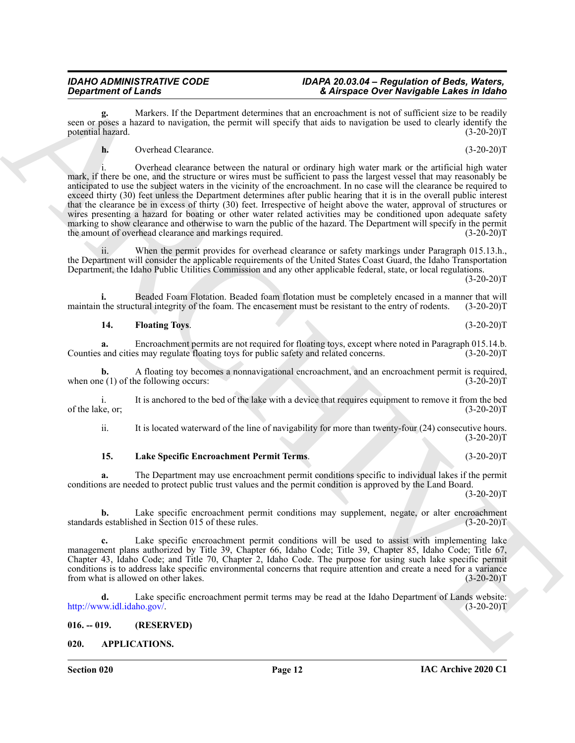**g.** Markers. If the Department determines that an encroachment is not of sufficient size to be readily seen or poses a hazard to navigation, the permit will specify that aids to navigation be used to clearly identify the potential hazard. (3-20-20)T

**h.** Overhead Clearance. (3-20-20)T

i. Overhead clearance between the natural or ordinary high water mark or the artificial high water mark, if there be one, and the structure or wires must be sufficient to pass the largest vessel that may reasonably be anticipated to use the subject waters in the vicinity of the encroachment. In no case will the clearance be required to exceed thirty (30) feet unless the Department determines after public hearing that it is in the overall public interest that the clearance be in excess of thirty (30) feet. Irrespective of height above the water, approval of structures or wires presenting a hazard for boating or other water related activities may be conditioned upon adequate safety marking to show clearance and otherwise to warn the public of the hazard. The Department will specify in the permit the amount of overhead clearance and markings required. (3-20-20)T

ii. When the permit provides for overhead clearance or safety markings under Paragraph 015.13.h., the Department will consider the applicable requirements of the United States Coast Guard, the Idaho Transportation Department, the Idaho Public Utilities Commission and any other applicable federal, state, or local regulations. (3-20-20)T

**i.** Beaded Foam Flotation. Beaded foam flotation must be completely encased in a manner that will maintain the structural integrity of the foam. The encasement must be resistant to the entry of rodents. (3-20-20)T

**14. Floating Toys**. (3-20-20)T

**a.** Encroachment permits are not required for floating toys, except where noted in Paragraph 015.14.b. Counties and cities may regulate floating toys for public safety and related concerns. (3-20-20)T

**b.** A floating toy becomes a nonnavigational encroachment, and an encroachment permit is required, when one (1) of the following occurs: (3-20-20)T

i. It is anchored to the bed of the lake with a device that requires equipment to remove it from the bed of the lake, or; (3-20-20)T

ii. It is located waterward of the line of navigability for more than twenty-four (24) consecutive hours. (3-20-20)T

**15. Lake Specific Encroachment Permit Terms**. (3-20-20)T

**a.** The Department may use encroachment permit conditions specific to individual lakes if the permit conditions are needed to protect public trust values and the permit condition is approved by the Land Board. (3-20-20)T

**b.** Lake specific encroachment permit conditions may supplement, negate, or alter encroachment standards established in Section 015 of these rules. (3-20-20)T

**c.** Lake specific encroachment permit conditions will be used to assist with implementing lake management plans authorized by Title 39, Chapter 66, Idaho Code; Title 39, Chapter 85, Idaho Code; Title 67, Chapter 43, Idaho Code; and Title 70, Chapter 2, Idaho Code. The purpose for using such lake specific permit conditions is to address lake specific environmental concerns that require attention and create a need for a variance from what is allowed on other lakes. (3-20-20)T

**d.** Lake specific encroachment permit terms may be read at the Idaho Department of Lands website: http://www.idl.idaho.gov/. (3-20-20)T

## 016. -- 019. (RESERVED)

## 020. APPLICATIONS.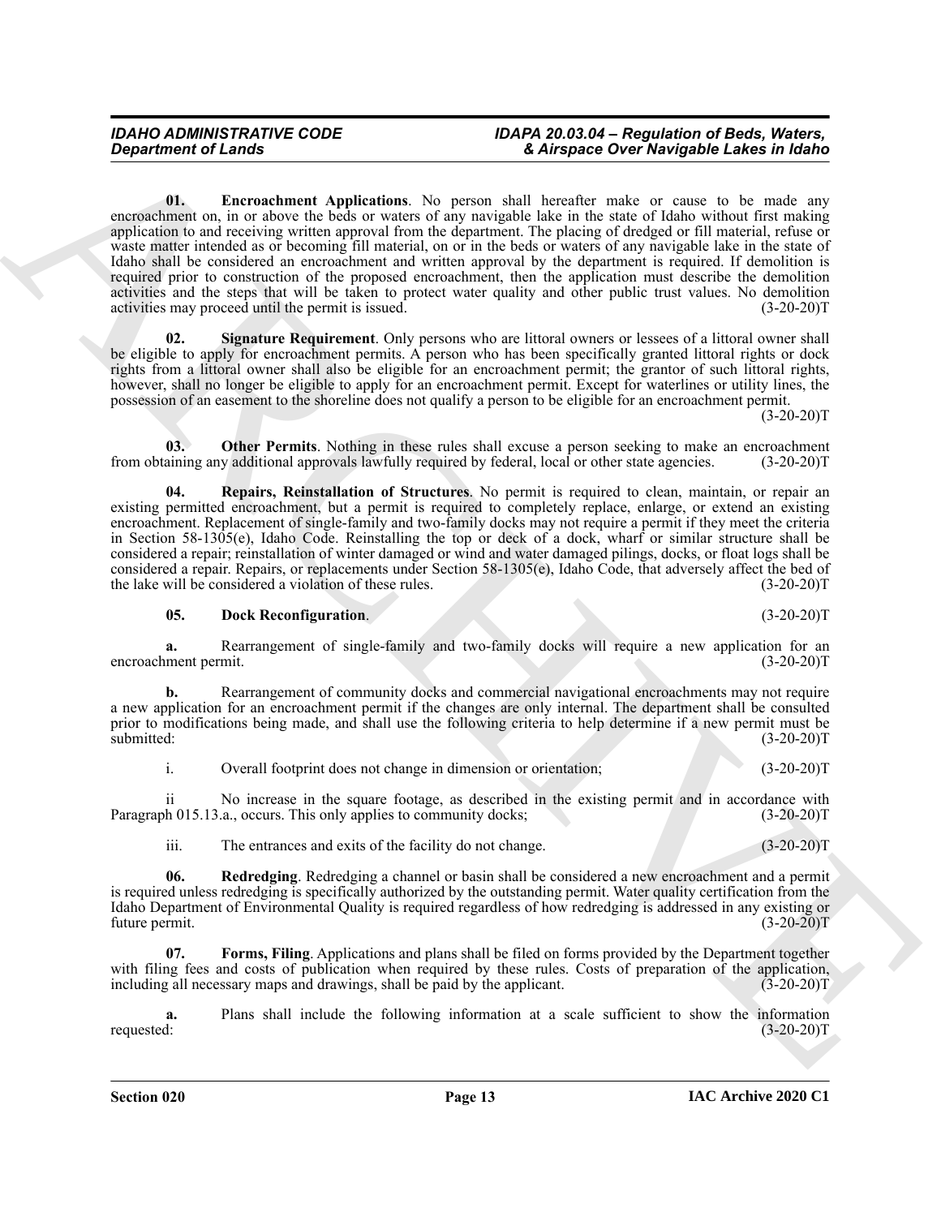**01. Encroachment Applications**. No person shall hereafter make or cause to be made any encroachment on, in or above the beds or waters of any navigable lake in the state of Idaho without first making application to and receiving written approval from the department. The placing of dredged or fill material, refuse or waste matter intended as or becoming fill material, on or in the beds or waters of any navigable lake in the state of Idaho shall be considered an encroachment and written approval by the department is required. If demolition is required prior to construction of the proposed encroachment, then the application must describe the demolition activities and the steps that will be taken to protect water quality and other public trust values. No demolition activities may proceed until the permit is issued. (3-20-20)T

**02. Signature Requirement**. Only persons who are littoral owners or lessees of a littoral owner shall be eligible to apply for encroachment permits. A person who has been specifically granted littoral rights or dock rights from a littoral owner shall also be eligible for an encroachment permit; the grantor of such littoral rights, however, shall no longer be eligible to apply for an encroachment permit. Except for waterlines or utility lines, the possession of an easement to the shoreline does not qualify a person to be eligible for an encroachment permit. (3-20-20)T

**03. Other Permits**. Nothing in these rules shall excuse a person seeking to make an encroachment from obtaining any additional approvals lawfully required by federal, local or other state agencies. (3-20-20)T

**04. Repairs, Reinstallation of Structures**. No permit is required to clean, maintain, or repair an existing permitted encroachment, but a permit is required to completely replace, enlarge, or extend an existing encroachment. Replacement of single-family and two-family docks may not require a permit if they meet the criteria in Section 58-1305(e), Idaho Code. Reinstalling the top or deck of a dock, wharf or similar structure shall be considered a repair; reinstallation of winter damaged or wind and water damaged pilings, docks, or float logs shall be considered a repair. Repairs, or replacements under Section 58-1305(e), Idaho Code, that adversely affect the bed of the lake will be considered a violation of these rules. (3-20-20)T

**05. Dock Reconfiguration**. (3-20-20)T

**a.** Rearrangement of single-family and two-family docks will require a new application for an encroachment permit. (3-20-20)T

**b.** Rearrangement of community docks and commercial navigational encroachments may not require a new application for an encroachment permit if the changes are only internal. The department shall be consulted prior to modifications being made, and shall use the following criteria to help determine if a new permit must be submitted: (3-20-20)T

i. Overall footprint does not change in dimension or orientation; (3-20-20)T

ii No increase in the square footage, as described in the existing permit and in accordance with Paragraph 015.13.a., occurs. This only applies to community docks; (3-20-20)T

iii. The entrances and exits of the facility do not change. (3-20-20)T

**06. Redredging**. Redredging a channel or basin shall be considered a new encroachment and a permit is required unless redredging is specifically authorized by the outstanding permit. Water quality certification from the Idaho Department of Environmental Quality is required regardless of how redredging is addressed in any existing or future permit. (3-20-20)T

**07. Forms, Filing**. Applications and plans shall be filed on forms provided by the Department together with filing fees and costs of publication when required by these rules. Costs of preparation of the application, including all necessary maps and drawings, shall be paid by the applicant. (3-20-20)T

**a.** Plans shall include the following information at a scale sufficient to show the information requested: (3-20-20)T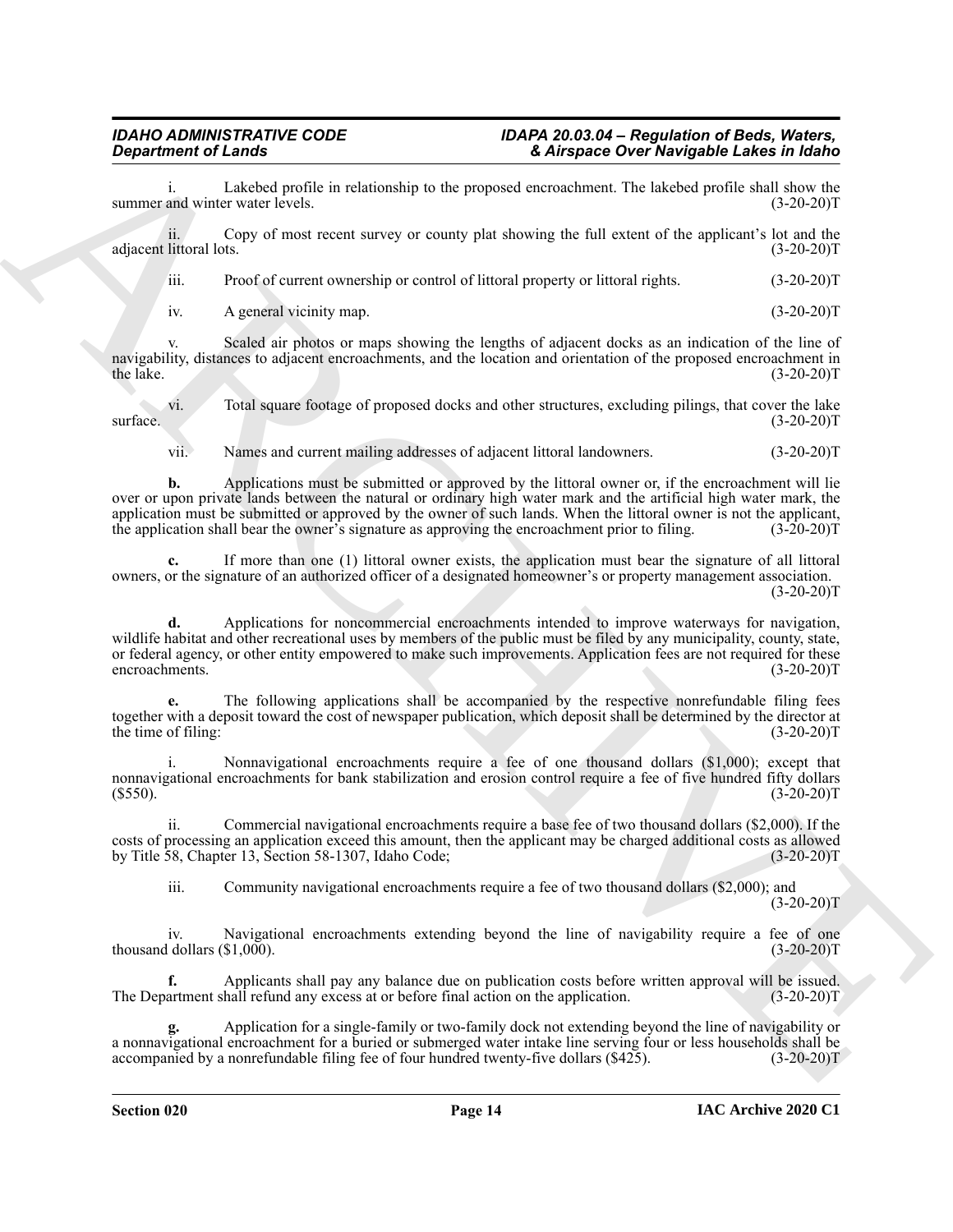i. Lakebed profile in relationship to the proposed encroachment. The lakebed profile shall show the summer and winter water levels. (3-20-20)T

ii. Copy of most recent survey or county plat showing the full extent of the applicant's lot and the adjacent littoral lots. (3-20-20)T

iii. Proof of current ownership or control of littoral property or littoral rights. (3-20-20)T

iv. A general vicinity map. (3-20-20)T

v. Scaled air photos or maps showing the lengths of adjacent docks as an indication of the line of navigability, distances to adjacent encroachments, and the location and orientation of the proposed encroachment in the lake. (3-20-20)T

vi. Total square footage of proposed docks and other structures, excluding pilings, that cover the lake surface. (3-20-20)T

vii. Names and current mailing addresses of adjacent littoral landowners. (3-20-20)T

**b.** Applications must be submitted or approved by the littoral owner or, if the encroachment will lie over or upon private lands between the natural or ordinary high water mark and the artificial high water mark, the application must be submitted or approved by the owner of such lands. When the littoral owner is not the applicant, the application shall bear the owner's signature as approving the encroachment prior to filing. (3-20-20)T

**c.** If more than one (1) littoral owner exists, the application must bear the signature of all littoral owners, or the signature of an authorized officer of a designated homeowner's or property management association. (3-20-20)T

**d.** Applications for noncommercial encroachments intended to improve waterways for navigation, wildlife habitat and other recreational uses by members of the public must be filed by any municipality, county, state, or federal agency, or other entity empowered to make such improvements. Application fees are not required for these encroachments. (3-20-20)T

**e.** The following applications shall be accompanied by the respective nonrefundable filing fees together with a deposit toward the cost of newspaper publication, which deposit shall be determined by the director at the time of filing: (3-20-20)T

i. Nonnavigational encroachments require a fee of one thousand dollars ($1,000); except that nonnavigational encroachments for bank stabilization and erosion control require a fee of five hundred fifty dollars ($550). (3-20-20)T

ii. Commercial navigational encroachments require a base fee of two thousand dollars ($2,000). If the costs of processing an application exceed this amount, then the applicant may be charged additional costs as allowed by Title 58, Chapter 13, Section 58-1307, Idaho Code; (3-20-20)T

iii. Community navigational encroachments require a fee of two thousand dollars ($2,000); and (3-20-20)T

iv. Navigational encroachments extending beyond the line of navigability require a fee of one thousand dollars ($1,000). (3-20-20)T

**f.** Applicants shall pay any balance due on publication costs before written approval will be issued. The Department shall refund any excess at or before final action on the application. (3-20-20)T

**g.** Application for a single-family or two-family dock not extending beyond the line of navigability or a nonnavigational encroachment for a buried or submerged water intake line serving four or less households shall be accompanied by a nonrefundable filing fee of four hundred twenty-five dollars ($425). (3-20-20)T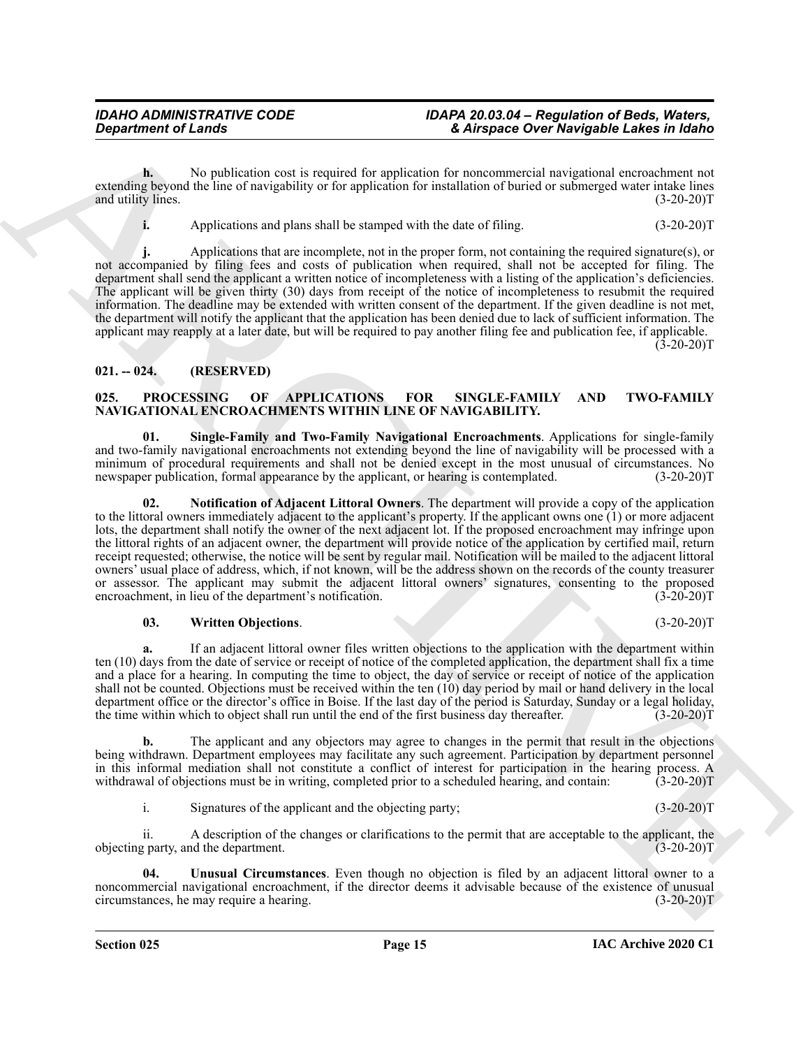**h.** No publication cost is required for application for noncommercial navigational encroachment not extending beyond the line of navigability or for application for installation of buried or submerged water intake lines and utility lines. (3-20-20)T

**i.** Applications and plans shall be stamped with the date of filing. (3-20-20)T

**j.** Applications that are incomplete, not in the proper form, not containing the required signature(s), or not accompanied by filing fees and costs of publication when required, shall not be accepted for filing. The department shall send the applicant a written notice of incompleteness with a listing of the application's deficiencies. The applicant will be given thirty (30) days from receipt of the notice of incompleteness to resubmit the required information. The deadline may be extended with written consent of the department. If the given deadline is not met, the department will notify the applicant that the application has been denied due to lack of sufficient information. The applicant may reapply at a later date, but will be required to pay another filing fee and publication fee, if applicable. (3-20-20)T

## 021. -- 024. (RESERVED)

## 025. PROCESSING OF APPLICATIONS FOR SINGLE-FAMILY AND TWO-FAMILY NAVIGATIONAL ENCROACHMENTS WITHIN LINE OF NAVIGABILITY.

**01. Single-Family and Two-Family Navigational Encroachments**. Applications for single-family and two-family navigational encroachments not extending beyond the line of navigability will be processed with a minimum of procedural requirements and shall not be denied except in the most unusual of circumstances. No newspaper publication, formal appearance by the applicant, or hearing is contemplated. (3-20-20)T

**02. Notification of Adjacent Littoral Owners**. The department will provide a copy of the application to the littoral owners immediately adjacent to the applicant's property. If the applicant owns one (1) or more adjacent lots, the department shall notify the owner of the next adjacent lot. If the proposed encroachment may infringe upon the littoral rights of an adjacent owner, the department will provide notice of the application by certified mail, return receipt requested; otherwise, the notice will be sent by regular mail. Notification will be mailed to the adjacent littoral owners' usual place of address, which, if not known, will be the address shown on the records of the county treasurer or assessor. The applicant may submit the adjacent littoral owners' signatures, consenting to the proposed encroachment, in lieu of the department's notification. (3-20-20)T

**03. Written Objections**. (3-20-20)T

**a.** If an adjacent littoral owner files written objections to the application with the department within ten (10) days from the date of service or receipt of notice of the completed application, the department shall fix a time and a place for a hearing. In computing the time to object, the day of service or receipt of notice of the application shall not be counted. Objections must be received within the ten (10) day period by mail or hand delivery in the local department office or the director's office in Boise. If the last day of the period is Saturday, Sunday or a legal holiday, the time within which to object shall run until the end of the first business day thereafter. (3-20-20)T

**b.** The applicant and any objectors may agree to changes in the permit that result in the objections being withdrawn. Department employees may facilitate any such agreement. Participation by department personnel in this informal mediation shall not constitute a conflict of interest for participation in the hearing process. A withdrawal of objections must be in writing, completed prior to a scheduled hearing, and contain: (3-20-20)T

i. Signatures of the applicant and the objecting party; (3-20-20)T

ii. A description of the changes or clarifications to the permit that are acceptable to the applicant, the objecting party, and the department. (3-20-20)T

**04. Unusual Circumstances**. Even though no objection is filed by an adjacent littoral owner to a noncommercial navigational encroachment, if the director deems it advisable because of the existence of unusual circumstances, he may require a hearing. (3-20-20)T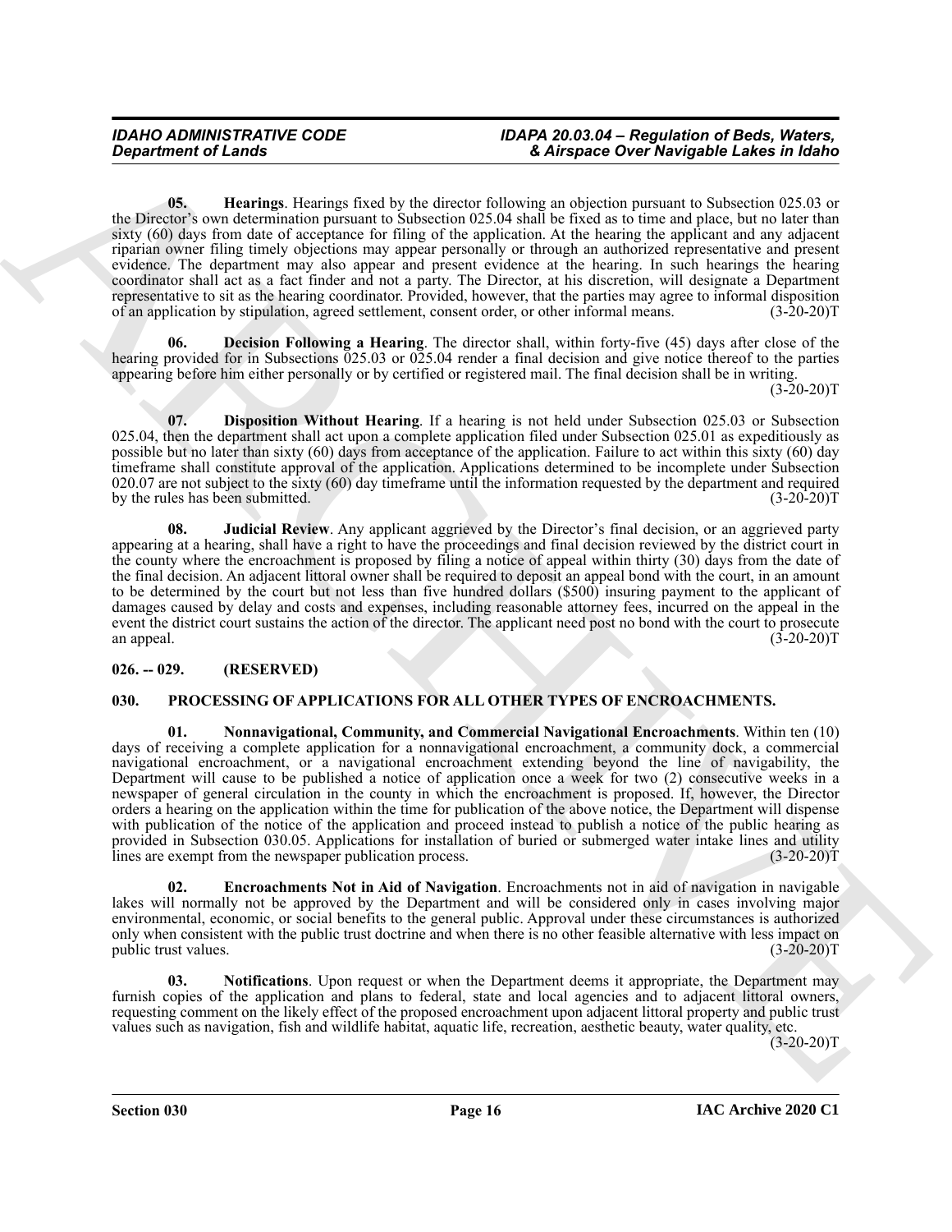**05. Hearings**. Hearings fixed by the director following an objection pursuant to Subsection 025.03 or the Director's own determination pursuant to Subsection 025.04 shall be fixed as to time and place, but no later than sixty (60) days from date of acceptance for filing of the application. At the hearing the applicant and any adjacent riparian owner filing timely objections may appear personally or through an authorized representative and present evidence. The department may also appear and present evidence at the hearing. In such hearings the hearing coordinator shall act as a fact finder and not a party. The Director, at his discretion, will designate a Department representative to sit as the hearing coordinator. Provided, however, that the parties may agree to informal disposition of an application by stipulation, agreed settlement, consent order, or other informal means. (3-20-20)T

**06. Decision Following a Hearing**. The director shall, within forty-five (45) days after close of the hearing provided for in Subsections 025.03 or 025.04 render a final decision and give notice thereof to the parties appearing before him either personally or by certified or registered mail. The final decision shall be in writing. (3-20-20)T

**07. Disposition Without Hearing**. If a hearing is not held under Subsection 025.03 or Subsection 025.04, then the department shall act upon a complete application filed under Subsection 025.01 as expeditiously as possible but no later than sixty (60) days from acceptance of the application. Failure to act within this sixty (60) day timeframe shall constitute approval of the application. Applications determined to be incomplete under Subsection 020.07 are not subject to the sixty (60) day timeframe until the information requested by the department and required by the rules has been submitted. (3-20-20)T

**08. Judicial Review**. Any applicant aggrieved by the Director's final decision, or an aggrieved party appearing at a hearing, shall have a right to have the proceedings and final decision reviewed by the district court in the county where the encroachment is proposed by filing a notice of appeal within thirty (30) days from the date of the final decision. An adjacent littoral owner shall be required to deposit an appeal bond with the court, in an amount to be determined by the court but not less than five hundred dollars ($500) insuring payment to the applicant of damages caused by delay and costs and expenses, including reasonable attorney fees, incurred on the appeal in the event the district court sustains the action of the director. The applicant need post no bond with the court to prosecute an appeal. (3-20-20)T

### 026. -- 029. (RESERVED)

### 030. PROCESSING OF APPLICATIONS FOR ALL OTHER TYPES OF ENCROACHMENTS.

**01. Nonnavigational, Community, and Commercial Navigational Encroachments**. Within ten (10) days of receiving a complete application for a nonnavigational encroachment, a community dock, a commercial navigational encroachment, or a navigational encroachment extending beyond the line of navigability, the Department will cause to be published a notice of application once a week for two (2) consecutive weeks in a newspaper of general circulation in the county in which the encroachment is proposed. If, however, the Director orders a hearing on the application within the time for publication of the above notice, the Department will dispense with publication of the notice of the application and proceed instead to publish a notice of the public hearing as provided in Subsection 030.05. Applications for installation of buried or submerged water intake lines and utility lines are exempt from the newspaper publication process. (3-20-20)T

**02. Encroachments Not in Aid of Navigation**. Encroachments not in aid of navigation in navigable lakes will normally not be approved by the Department and will be considered only in cases involving major environmental, economic, or social benefits to the general public. Approval under these circumstances is authorized only when consistent with the public trust doctrine and when there is no other feasible alternative with less impact on public trust values. (3-20-20)T

**03. Notifications**. Upon request or when the Department deems it appropriate, the Department may furnish copies of the application and plans to federal, state and local agencies and to adjacent littoral owners, requesting comment on the likely effect of the proposed encroachment upon adjacent littoral property and public trust values such as navigation, fish and wildlife habitat, aquatic life, recreation, aesthetic beauty, water quality, etc. (3-20-20)T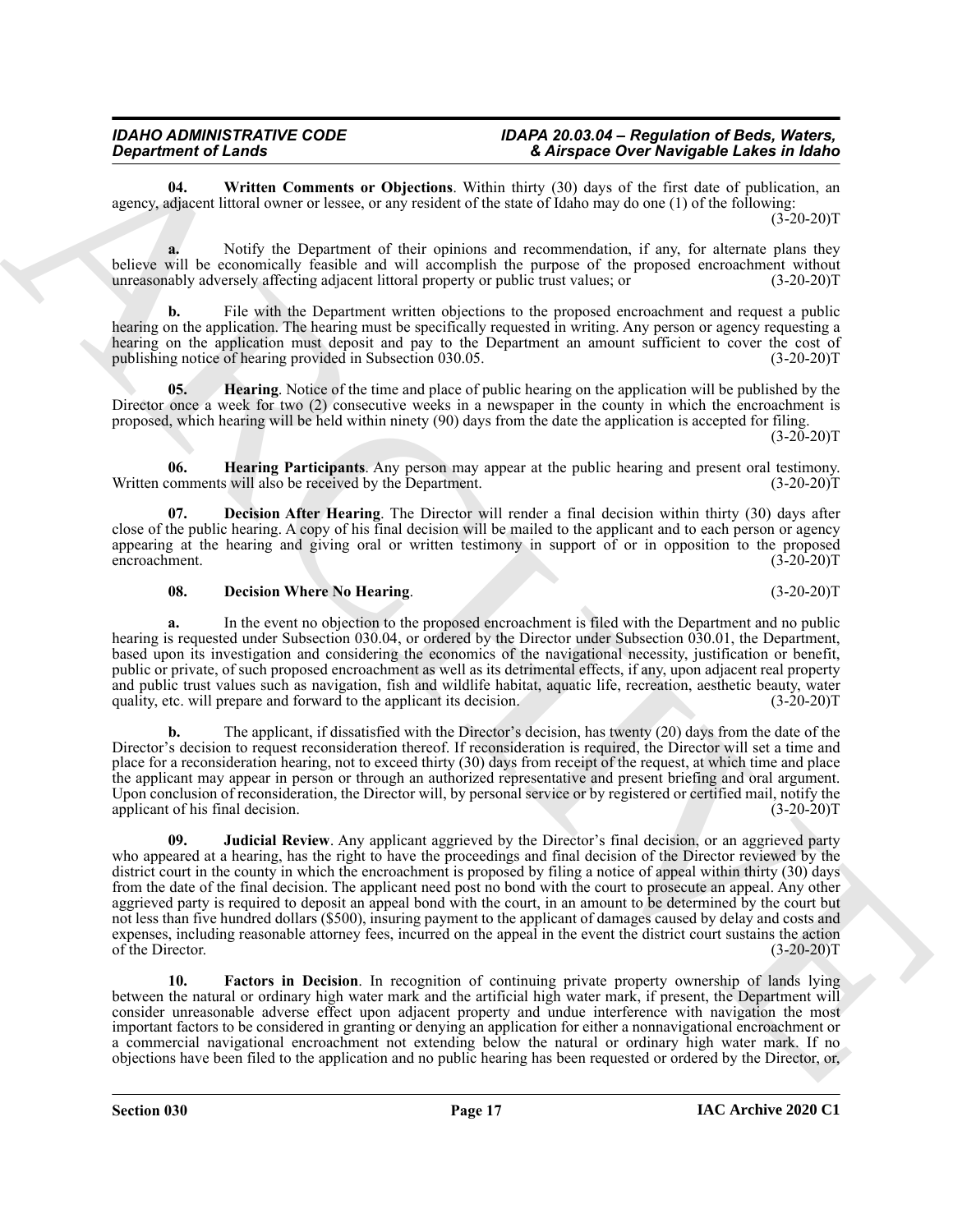**04. Written Comments or Objections**. Within thirty (30) days of the first date of publication, an agency, adjacent littoral owner or lessee, or any resident of the state of Idaho may do one (1) of the following: (3-20-20)T

**a.** Notify the Department of their opinions and recommendation, if any, for alternate plans they believe will be economically feasible and will accomplish the purpose of the proposed encroachment without unreasonably adversely affecting adjacent littoral property or public trust values; or (3-20-20)T

**b.** File with the Department written objections to the proposed encroachment and request a public hearing on the application. The hearing must be specifically requested in writing. Any person or agency requesting a hearing on the application must deposit and pay to the Department an amount sufficient to cover the cost of publishing notice of hearing provided in Subsection 030.05. (3-20-20)T

**05. Hearing**. Notice of the time and place of public hearing on the application will be published by the Director once a week for two (2) consecutive weeks in a newspaper in the county in which the encroachment is proposed, which hearing will be held within ninety (90) days from the date the application is accepted for filing. (3-20-20)T

**06. Hearing Participants**. Any person may appear at the public hearing and present oral testimony. Written comments will also be received by the Department. (3-20-20)T

**07. Decision After Hearing**. The Director will render a final decision within thirty (30) days after close of the public hearing. A copy of his final decision will be mailed to the applicant and to each person or agency appearing at the hearing and giving oral or written testimony in support of or in opposition to the proposed encroachment. (3-20-20)T

**08. Decision Where No Hearing**. (3-20-20)T

**a.** In the event no objection to the proposed encroachment is filed with the Department and no public hearing is requested under Subsection 030.04, or ordered by the Director under Subsection 030.01, the Department, based upon its investigation and considering the economics of the navigational necessity, justification or benefit, public or private, of such proposed encroachment as well as its detrimental effects, if any, upon adjacent real property and public trust values such as navigation, fish and wildlife habitat, aquatic life, recreation, aesthetic beauty, water quality, etc. will prepare and forward to the applicant its decision. (3-20-20)T

**b.** The applicant, if dissatisfied with the Director's decision, has twenty (20) days from the date of the Director's decision to request reconsideration thereof. If reconsideration is required, the Director will set a time and place for a reconsideration hearing, not to exceed thirty (30) days from receipt of the request, at which time and place the applicant may appear in person or through an authorized representative and present briefing and oral argument. Upon conclusion of reconsideration, the Director will, by personal service or by registered or certified mail, notify the applicant of his final decision. (3-20-20)T

**09. Judicial Review**. Any applicant aggrieved by the Director's final decision, or an aggrieved party who appeared at a hearing, has the right to have the proceedings and final decision of the Director reviewed by the district court in the county in which the encroachment is proposed by filing a notice of appeal within thirty (30) days from the date of the final decision. The applicant need post no bond with the court to prosecute an appeal. Any other aggrieved party is required to deposit an appeal bond with the court, in an amount to be determined by the court but not less than five hundred dollars ($500), insuring payment to the applicant of damages caused by delay and costs and expenses, including reasonable attorney fees, incurred on the appeal in the event the district court sustains the action of the Director. (3-20-20)T

**10. Factors in Decision**. In recognition of continuing private property ownership of lands lying between the natural or ordinary high water mark and the artificial high water mark, if present, the Department will consider unreasonable adverse effect upon adjacent property and undue interference with navigation the most important factors to be considered in granting or denying an application for either a nonnavigational encroachment or a commercial navigational encroachment not extending below the natural or ordinary high water mark. If no objections have been filed to the application and no public hearing has been requested or ordered by the Director, or,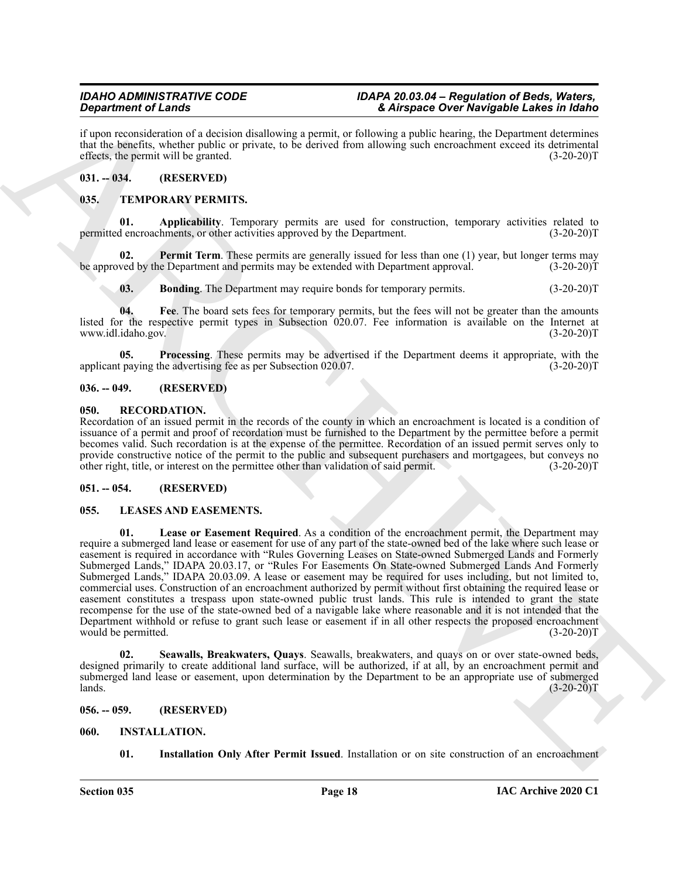if upon reconsideration of a decision disallowing a permit, or following a public hearing, the Department determines that the benefits, whether public or private, to be derived from allowing such encroachment exceed its detrimental effects, the permit will be granted. (3-20-20)T

## 031. -- 034. (RESERVED)

## 035. TEMPORARY PERMITS.

**01. Applicability**. Temporary permits are used for construction, temporary activities related to permitted encroachments, or other activities approved by the Department. (3-20-20)T

**02. Permit Term**. These permits are generally issued for less than one (1) year, but longer terms may be approved by the Department and permits may be extended with Department approval. (3-20-20)T

**03. Bonding**. The Department may require bonds for temporary permits. (3-20-20)T

**04. Fee**. The board sets fees for temporary permits, but the fees will not be greater than the amounts listed for the respective permit types in Subsection 020.07. Fee information is available on the Internet at www.idl.idaho.gov. (3-20-20)T

**05. Processing**. These permits may be advertised if the Department deems it appropriate, with the applicant paying the advertising fee as per Subsection 020.07. (3-20-20)T

## 036. -- 049. (RESERVED)

## 050. RECORDATION.

Recordation of an issued permit in the records of the county in which an encroachment is located is a condition of issuance of a permit and proof of recordation must be furnished to the Department by the permittee before a permit becomes valid. Such recordation is at the expense of the permittee. Recordation of an issued permit serves only to provide constructive notice of the permit to the public and subsequent purchasers and mortgagees, but conveys no other right, title, or interest on the permittee other than validation of said permit. (3-20-20)T

## 051. -- 054. (RESERVED)

## 055. LEASES AND EASEMENTS.

**01. Lease or Easement Required**. As a condition of the encroachment permit, the Department may require a submerged land lease or easement for use of any part of the state-owned bed of the lake where such lease or easement is required in accordance with "Rules Governing Leases on State-owned Submerged Lands and Formerly Submerged Lands," IDAPA 20.03.17, or "Rules For Easements On State-owned Submerged Lands And Formerly Submerged Lands," IDAPA 20.03.09. A lease or easement may be required for uses including, but not limited to, commercial uses. Construction of an encroachment authorized by permit without first obtaining the required lease or easement constitutes a trespass upon state-owned public trust lands. This rule is intended to grant the state recompense for the use of the state-owned bed of a navigable lake where reasonable and it is not intended that the Department withhold or refuse to grant such lease or easement if in all other respects the proposed encroachment would be permitted. (3-20-20)T

**02. Seawalls, Breakwaters, Quays**. Seawalls, breakwaters, and quays on or over state-owned beds, designed primarily to create additional land surface, will be authorized, if at all, by an encroachment permit and submerged land lease or easement, upon determination by the Department to be an appropriate use of submerged lands. (3-20-20)T

## 056. -- 059. (RESERVED)

## 060. INSTALLATION.

**01. Installation Only After Permit Issued**. Installation or on site construction of an encroachment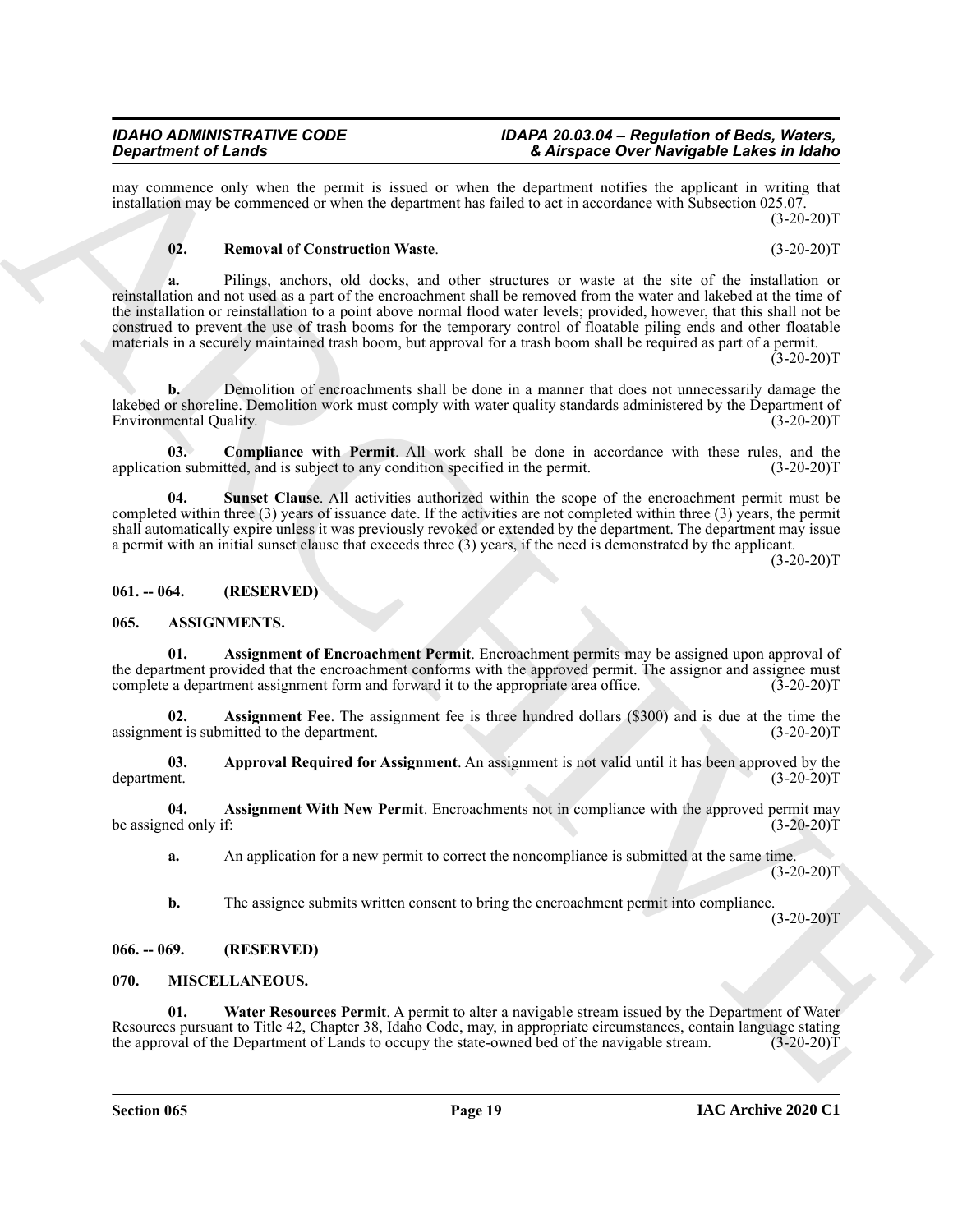may commence only when the permit is issued or when the department notifies the applicant in writing that installation may be commenced or when the department has failed to act in accordance with Subsection 025.07. (3-20-20)T

**02. Removal of Construction Waste**. (3-20-20)T

**a.** Pilings, anchors, old docks, and other structures or waste at the site of the installation or reinstallation and not used as a part of the encroachment shall be removed from the water and lakebed at the time of the installation or reinstallation to a point above normal flood water levels; provided, however, that this shall not be construed to prevent the use of trash booms for the temporary control of floatable piling ends and other floatable materials in a securely maintained trash boom, but approval for a trash boom shall be required as part of a permit. (3-20-20)T

**b.** Demolition of encroachments shall be done in a manner that does not unnecessarily damage the lakebed or shoreline. Demolition work must comply with water quality standards administered by the Department of Environmental Quality. (3-20-20)T

**03. Compliance with Permit**. All work shall be done in accordance with these rules, and the application submitted, and is subject to any condition specified in the permit. (3-20-20)T

**04. Sunset Clause**. All activities authorized within the scope of the encroachment permit must be completed within three (3) years of issuance date. If the activities are not completed within three (3) years, the permit shall automatically expire unless it was previously revoked or extended by the department. The department may issue a permit with an initial sunset clause that exceeds three (3) years, if the need is demonstrated by the applicant. (3-20-20)T

## 061. -- 064. (RESERVED)

## 065. ASSIGNMENTS.

**01. Assignment of Encroachment Permit**. Encroachment permits may be assigned upon approval of the department provided that the encroachment conforms with the approved permit. The assignor and assignee must complete a department assignment form and forward it to the appropriate area office. (3-20-20)T

**02. Assignment Fee**. The assignment fee is three hundred dollars ($300) and is due at the time the assignment is submitted to the department. (3-20-20)T

**03. Approval Required for Assignment**. An assignment is not valid until it has been approved by the department. (3-20-20)T

**04. Assignment With New Permit**. Encroachments not in compliance with the approved permit may be assigned only if: (3-20-20)T

**a.** An application for a new permit to correct the noncompliance is submitted at the same time. (3-20-20)T

**b.** The assignee submits written consent to bring the encroachment permit into compliance. (3-20-20)T

## 066. -- 069. (RESERVED)

## 070. MISCELLANEOUS.

**01. Water Resources Permit**. A permit to alter a navigable stream issued by the Department of Water Resources pursuant to Title 42, Chapter 38, Idaho Code, may, in appropriate circumstances, contain language stating the approval of the Department of Lands to occupy the state-owned bed of the navigable stream. (3-20-20)T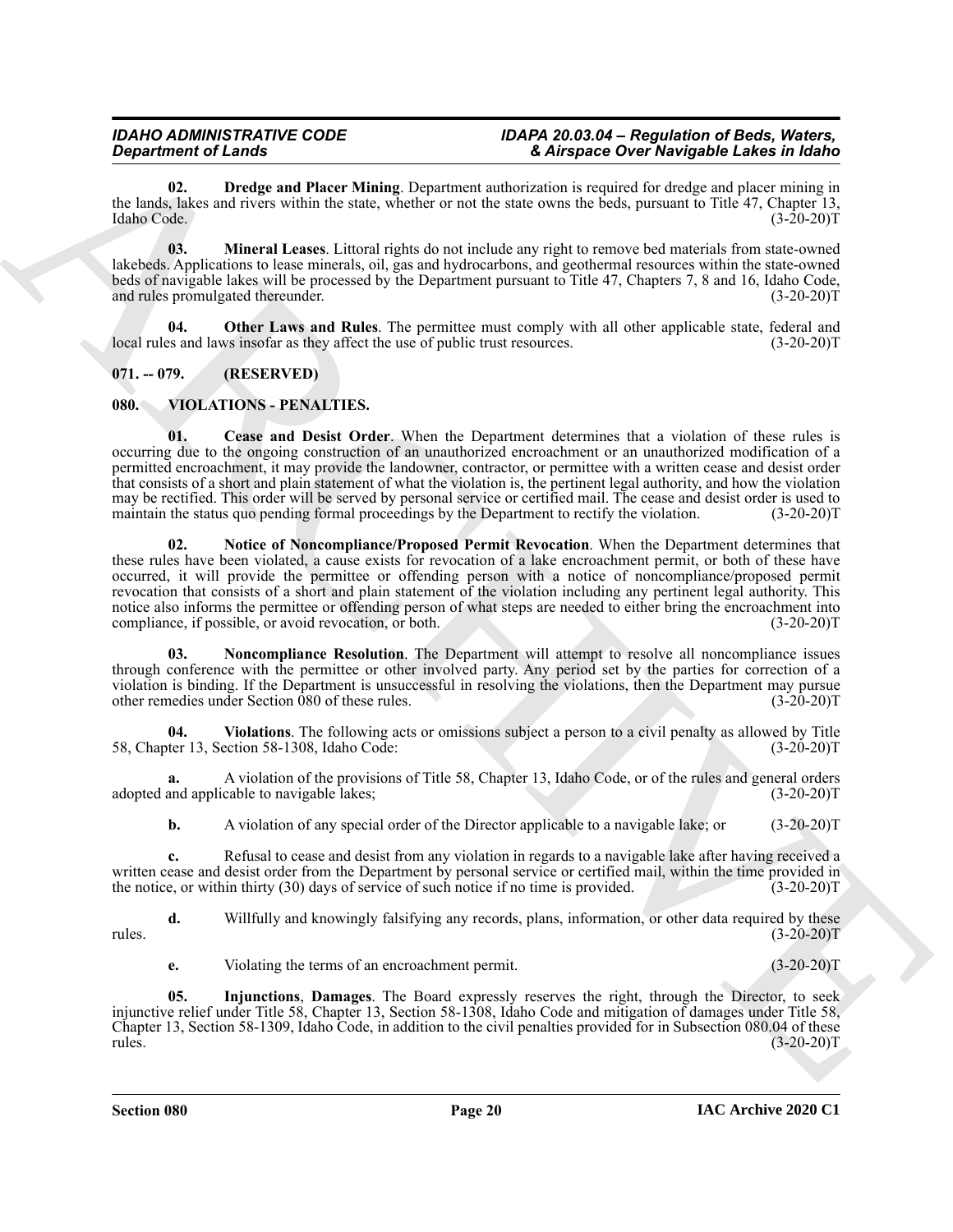**02. Dredge and Placer Mining**. Department authorization is required for dredge and placer mining in the lands, lakes and rivers within the state, whether or not the state owns the beds, pursuant to Title 47, Chapter 13, Idaho Code. (3-20-20)T

**03. Mineral Leases**. Littoral rights do not include any right to remove bed materials from state-owned lakebeds. Applications to lease minerals, oil, gas and hydrocarbons, and geothermal resources within the state-owned beds of navigable lakes will be processed by the Department pursuant to Title 47, Chapters 7, 8 and 16, Idaho Code, and rules promulgated thereunder. (3-20-20)T

**04. Other Laws and Rules**. The permittee must comply with all other applicable state, federal and local rules and laws insofar as they affect the use of public trust resources. (3-20-20)T

## 071. -- 079. (RESERVED)

## 080. VIOLATIONS - PENALTIES.

**01. Cease and Desist Order**. When the Department determines that a violation of these rules is occurring due to the ongoing construction of an unauthorized encroachment or an unauthorized modification of a permitted encroachment, it may provide the landowner, contractor, or permittee with a written cease and desist order that consists of a short and plain statement of what the violation is, the pertinent legal authority, and how the violation may be rectified. This order will be served by personal service or certified mail. The cease and desist order is used to maintain the status quo pending formal proceedings by the Department to rectify the violation. (3-20-20)T

**02. Notice of Noncompliance/Proposed Permit Revocation**. When the Department determines that these rules have been violated, a cause exists for revocation of a lake encroachment permit, or both of these have occurred, it will provide the permittee or offending person with a notice of noncompliance/proposed permit revocation that consists of a short and plain statement of the violation including any pertinent legal authority. This notice also informs the permittee or offending person of what steps are needed to either bring the encroachment into compliance, if possible, or avoid revocation, or both. (3-20-20)T

**03. Noncompliance Resolution**. The Department will attempt to resolve all noncompliance issues through conference with the permittee or other involved party. Any period set by the parties for correction of a violation is binding. If the Department is unsuccessful in resolving the violations, then the Department may pursue other remedies under Section 080 of these rules. (3-20-20)T

**04. Violations**. The following acts or omissions subject a person to a civil penalty as allowed by Title 58, Chapter 13, Section 58-1308, Idaho Code: (3-20-20)T

**a.** A violation of the provisions of Title 58, Chapter 13, Idaho Code, or of the rules and general orders adopted and applicable to navigable lakes; (3-20-20)T

**b.** A violation of any special order of the Director applicable to a navigable lake; or (3-20-20)T

**c.** Refusal to cease and desist from any violation in regards to a navigable lake after having received a written cease and desist order from the Department by personal service or certified mail, within the time provided in the notice, or within thirty (30) days of service of such notice if no time is provided. (3-20-20)T

**d.** Willfully and knowingly falsifying any records, plans, information, or other data required by these rules. (3-20-20)T

**e.** Violating the terms of an encroachment permit. (3-20-20)T

**05. Injunctions, Damages**. The Board expressly reserves the right, through the Director, to seek injunctive relief under Title 58, Chapter 13, Section 58-1308, Idaho Code and mitigation of damages under Title 58, Chapter 13, Section 58-1309, Idaho Code, in addition to the civil penalties provided for in Subsection 080.04 of these rules. (3-20-20)T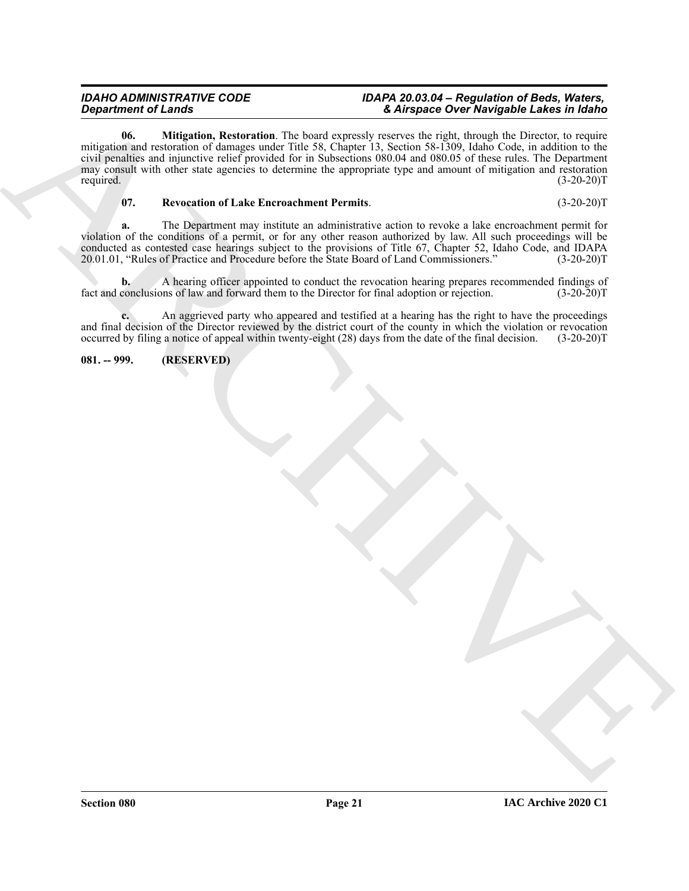**06. Mitigation, Restoration**. The board expressly reserves the right, through the Director, to require mitigation and restoration of damages under Title 58, Chapter 13, Section 58-1309, Idaho Code, in addition to the civil penalties and injunctive relief provided for in Subsections 080.04 and 080.05 of these rules. The Department may consult with other state agencies to determine the appropriate type and amount of mitigation and restoration required. (3-20-20)T

**07. Revocation of Lake Encroachment Permits**. (3-20-20)T

**a.** The Department may institute an administrative action to revoke a lake encroachment permit for violation of the conditions of a permit, or for any other reason authorized by law. All such proceedings will be conducted as contested case hearings subject to the provisions of Title 67, Chapter 52, Idaho Code, and IDAPA 20.01.01, "Rules of Practice and Procedure before the State Board of Land Commissioners." (3-20-20)T

**b.** A hearing officer appointed to conduct the revocation hearing prepares recommended findings of fact and conclusions of law and forward them to the Director for final adoption or rejection. (3-20-20)T

**c.** An aggrieved party who appeared and testified at a hearing has the right to have the proceedings and final decision of the Director reviewed by the district court of the county in which the violation or revocation occurred by filing a notice of appeal within twenty-eight (28) days from the date of the final decision. (3-20-20)T

**081. -- 999. (RESERVED)**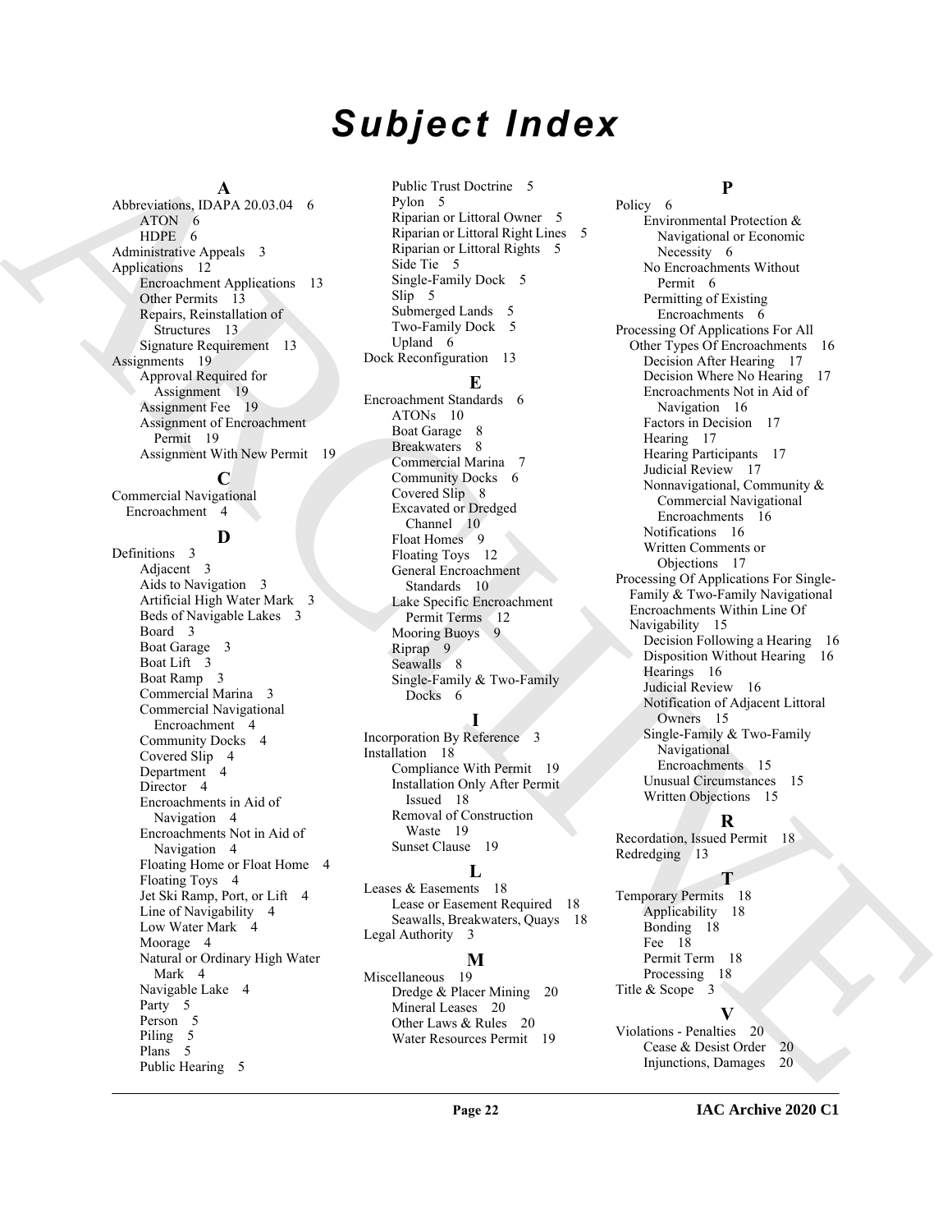# Subject Index

**A**

Abbreviations, IDAPA 20.03.04 6
- ATON 6
- HDPE 6

Administrative Appeals 3

Applications 12
- Encroachment Applications 13
- Other Permits 13
- Repairs, Reinstallation of Structures 13
- Signature Requirement 13

Assignments 19
- Approval Required for Assignment 19
- Assignment Fee 19
- Assignment of Encroachment Permit 19
- Assignment With New Permit 19

**C**

Commercial Navigational Encroachment 4

**D**

Definitions 3
- Adjacent 3
- Aids to Navigation 3
- Artificial High Water Mark 3
- Beds of Navigable Lakes 3
- Board 3
- Boat Garage 3
- Boat Lift 3
- Boat Ramp 3
- Commercial Marina 3
- Commercial Navigational Encroachment 4
- Community Docks 4
- Covered Slip 4
- Department 4
- Director 4
- Encroachments in Aid of Navigation 4
- Encroachments Not in Aid of Navigation 4
- Floating Home or Float Home 4
- Floating Toys 4
- Jet Ski Ramp, Port, or Lift 4
- Line of Navigability 4
- Low Water Mark 4
- Moorage 4
- Natural or Ordinary High Water Mark 4
- Navigable Lake 4
- Party 5
- Person 5
- Piling 5
- Plans 5
- Public Hearing 5
- Public Trust Doctrine 5
- Pylon 5
- Riparian or Littoral Owner 5
- Riparian or Littoral Right Lines 5
- Riparian or Littoral Rights 5
- Side Tie 5
- Single-Family Dock 5
- Slip 5
- Submerged Lands 5
- Two-Family Dock 5
- Upland 6

Dock Reconfiguration 13

**E**

Encroachment Standards 6
- ATONs 10
- Boat Garage 8
- Breakwaters 8
- Commercial Marina 7
- Community Docks 6
- Covered Slip 8
- Excavated or Dredged Channel 10
- Float Homes 9
- Floating Toys 12
- General Encroachment Standards 10
- Lake Specific Encroachment Permit Terms 12
- Mooring Buoys 9
- Riprap 9
- Seawalls 8
- Single-Family & Two-Family Docks 6

**I**

Incorporation By Reference 3

Installation 18
- Compliance With Permit 19
- Installation Only After Permit Issued 18
- Removal of Construction Waste 19
- Sunset Clause 19

**L**

Leases & Easements 18
- Lease or Easement Required 18
- Seawalls, Breakwaters, Quays 18

Legal Authority 3

**M**

Miscellaneous 19
- Dredge & Placer Mining 20
- Mineral Leases 20
- Other Laws & Rules 20
- Water Resources Permit 19

**P**

Policy 6
- Environmental Protection & Navigational or Economic Necessity 6
- No Encroachments Without Permit 6
- Permitting of Existing Encroachments 6

Processing Of Applications For All Other Types Of Encroachments 16
- Decision After Hearing 17
- Decision Where No Hearing 17
- Encroachments Not in Aid of Navigation 16
- Factors in Decision 17
- Hearing 17
- Hearing Participants 17
- Judicial Review 17
- Nonnavigational, Community & Commercial Navigational Encroachments 16
- Notifications 16
- Written Comments or Objections 17

Processing Of Applications For Single-Family & Two-Family Navigational Encroachments Within Line Of Navigability 15
- Decision Following a Hearing 16
- Disposition Without Hearing 16
- Hearings 16
- Judicial Review 16
- Notification of Adjacent Littoral Owners 15
- Single-Family & Two-Family Navigational Encroachments 15
- Unusual Circumstances 15
- Written Objections 15

**R**

Recordation, Issued Permit 18

Redredging 13

**T**

Temporary Permits 18
- Applicability 18
- Bonding 18
- Fee 18
- Permit Term 18
- Processing 18

Title & Scope 3

**V**

Violations - Penalties 20
- Cease & Desist Order 20
- Injunctions, Damages 20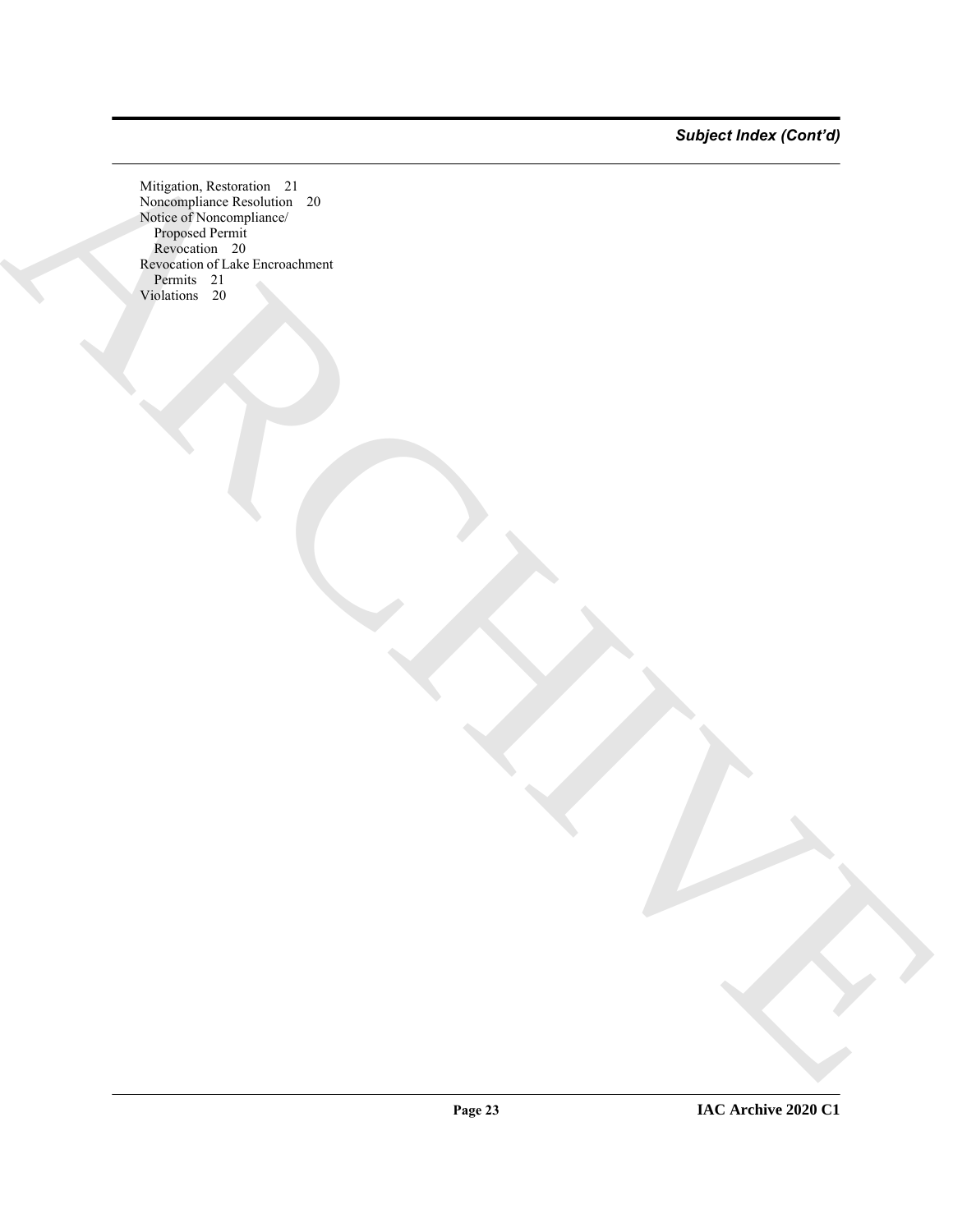Mitigation, Restoration 21
Noncompliance Resolution 20
Notice of Noncompliance/
  Proposed Permit
  Revocation 20
Revocation of Lake Encroachment
  Permits 21
Violations 20